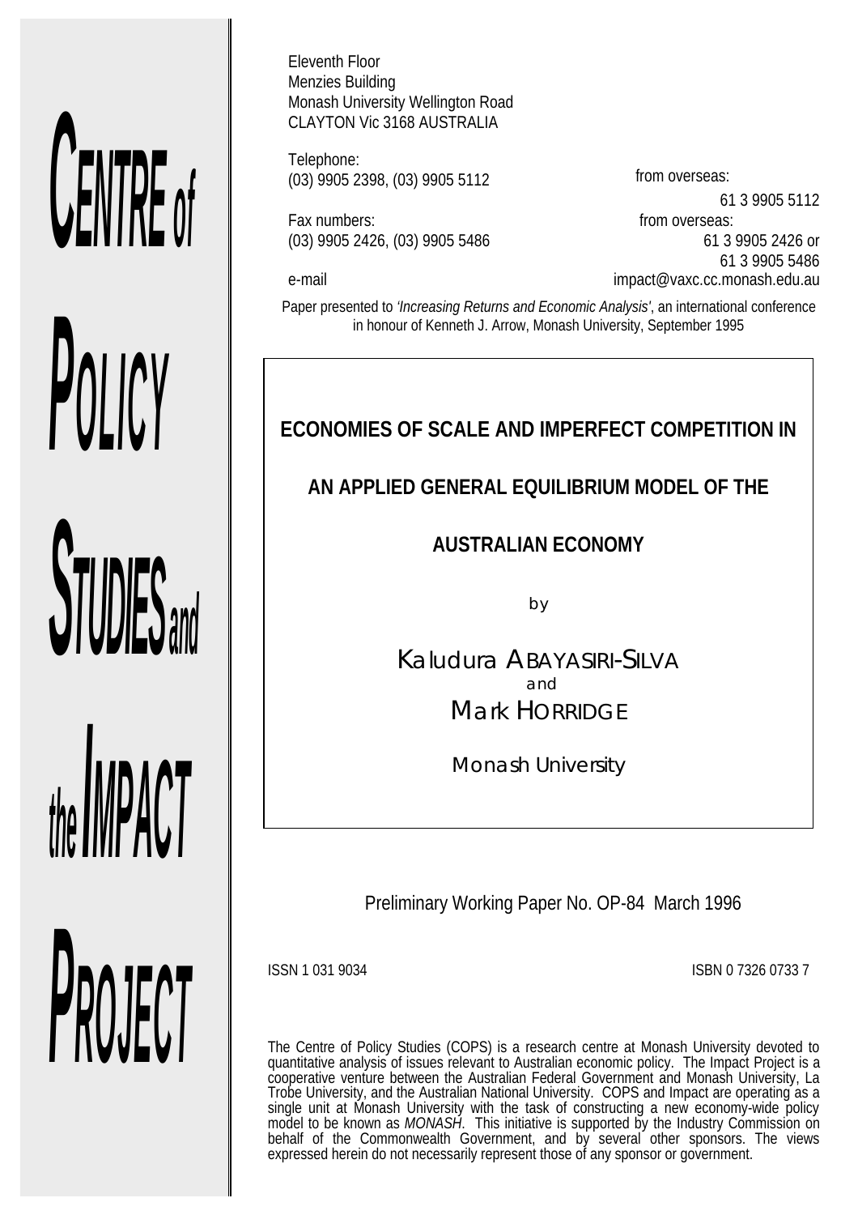**CENTRE of POLICY STUDIES and the IMPACT PROJECT**

Eleventh Floor
Menzies Building
Monash University Wellington Road
CLAYTON Vic 3168 AUSTRALIA

Telephone:
(03) 9905 2398, (03) 9905 5112 from overseas: 61 3 9905 5112

Fax numbers:
(03) 9905 2426, (03) 9905 5486 from overseas: 61 3 9905 2426 or 61 3 9905 5486

e-mail impact@vaxc.cc.monash.edu.au

Paper presented to *'Increasing Returns and Economic Analysis'*, an international conference in honour of Kenneth J. Arrow, Monash University, September 1995

# ECONOMIES OF SCALE AND IMPERFECT COMPETITION IN AN APPLIED GENERAL EQUILIBRIUM MODEL OF THE AUSTRALIAN ECONOMY

by

Kaludura ABAYASIRI-SILVA
and
Mark HORRIDGE

Monash University

Preliminary Working Paper No. OP-84 March 1996

ISSN 1 031 9034 ISBN 0 7326 0733 7

The Centre of Policy Studies (COPS) is a research centre at Monash University devoted to quantitative analysis of issues relevant to Australian economic policy. The Impact Project is a cooperative venture between the Australian Federal Government and Monash University, La Trobe University, and the Australian National University. COPS and Impact are operating as a single unit at Monash University with the task of constructing a new economy-wide policy model to be known as *MONASH*. This initiative is supported by the Industry Commission on behalf of the Commonwealth Government, and by several other sponsors. The views expressed herein do not necessarily represent those of any sponsor or government.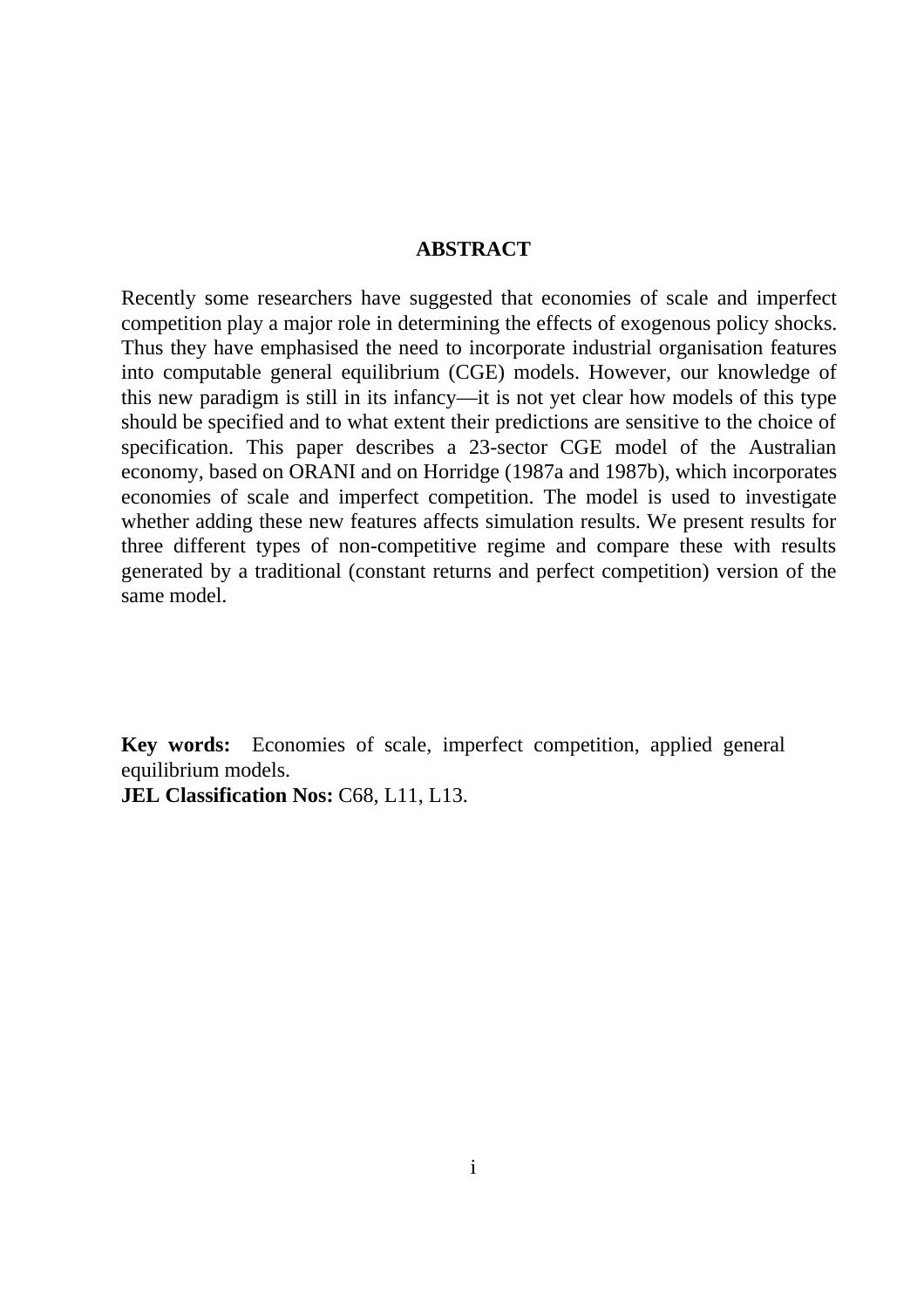## ABSTRACT

Recently some researchers have suggested that economies of scale and imperfect competition play a major role in determining the effects of exogenous policy shocks. Thus they have emphasised the need to incorporate industrial organisation features into computable general equilibrium (CGE) models. However, our knowledge of this new paradigm is still in its infancy—it is not yet clear how models of this type should be specified and to what extent their predictions are sensitive to the choice of specification. This paper describes a 23-sector CGE model of the Australian economy, based on ORANI and on Horridge (1987a and 1987b), which incorporates economies of scale and imperfect competition. The model is used to investigate whether adding these new features affects simulation results. We present results for three different types of non-competitive regime and compare these with results generated by a traditional (constant returns and perfect competition) version of the same model.

**Key words:** Economies of scale, imperfect competition, applied general equilibrium models.
**JEL Classification Nos:** C68, L11, L13.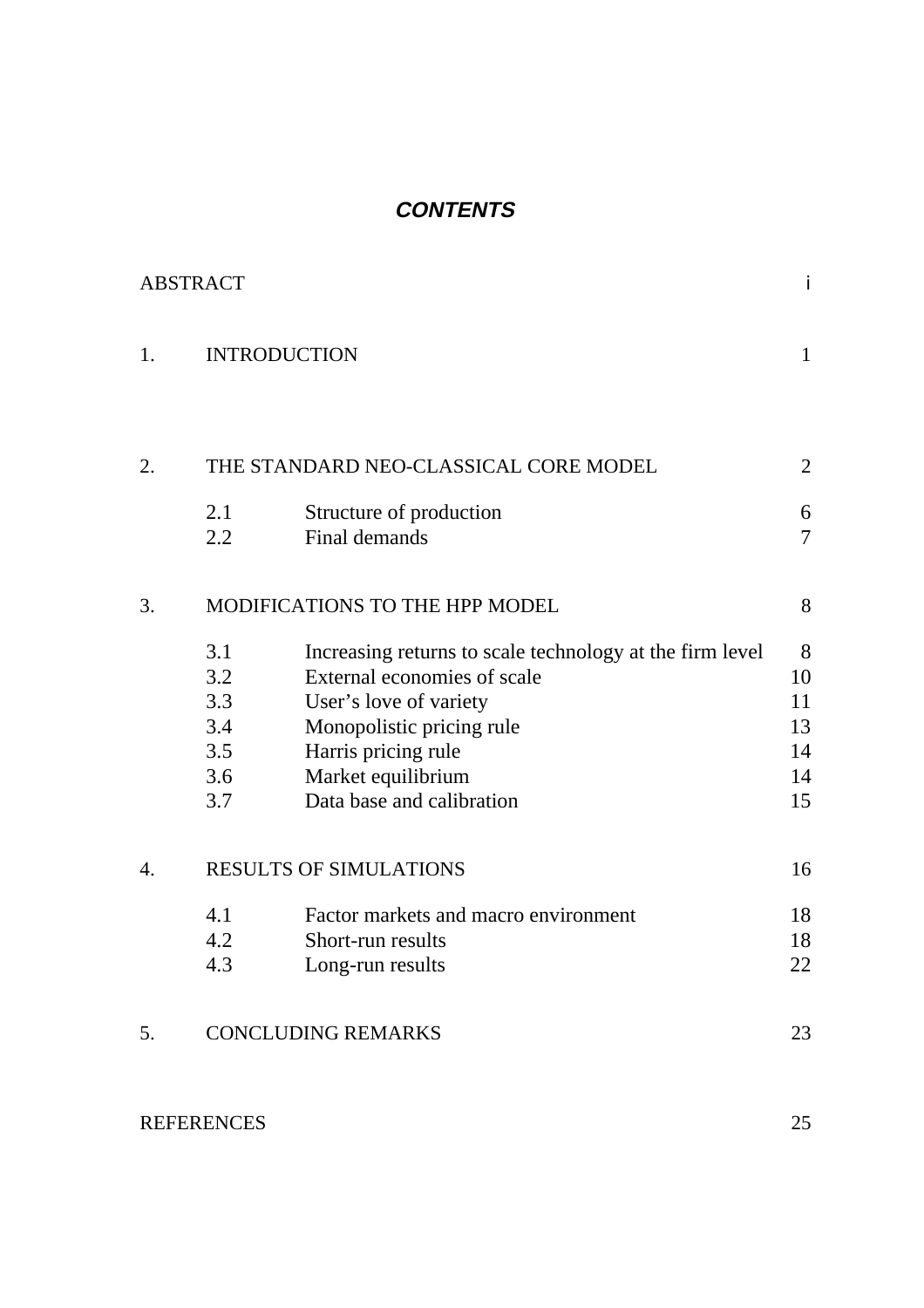# *CONTENTS*

| | | | |
|---|---|---|---|
| ABSTRACT | | | i |
| 1. | INTRODUCTION | | 1 |
| 2. | THE STANDARD NEO-CLASSICAL CORE MODEL | | 2 |
| | 2.1 | Structure of production | 6 |
| | 2.2 | Final demands | 7 |
| 3. | MODIFICATIONS TO THE HPP MODEL | | 8 |
| | 3.1 | Increasing returns to scale technology at the firm level | 8 |
| | 3.2 | External economies of scale | 10 |
| | 3.3 | User's love of variety | 11 |
| | 3.4 | Monopolistic pricing rule | 13 |
| | 3.5 | Harris pricing rule | 14 |
| | 3.6 | Market equilibrium | 14 |
| | 3.7 | Data base and calibration | 15 |
| 4. | RESULTS OF SIMULATIONS | | 16 |
| | 4.1 | Factor markets and macro environment | 18 |
| | 4.2 | Short-run results | 18 |
| | 4.3 | Long-run results | 22 |
| 5. | CONCLUDING REMARKS | | 23 |
| REFERENCES | | | 25 |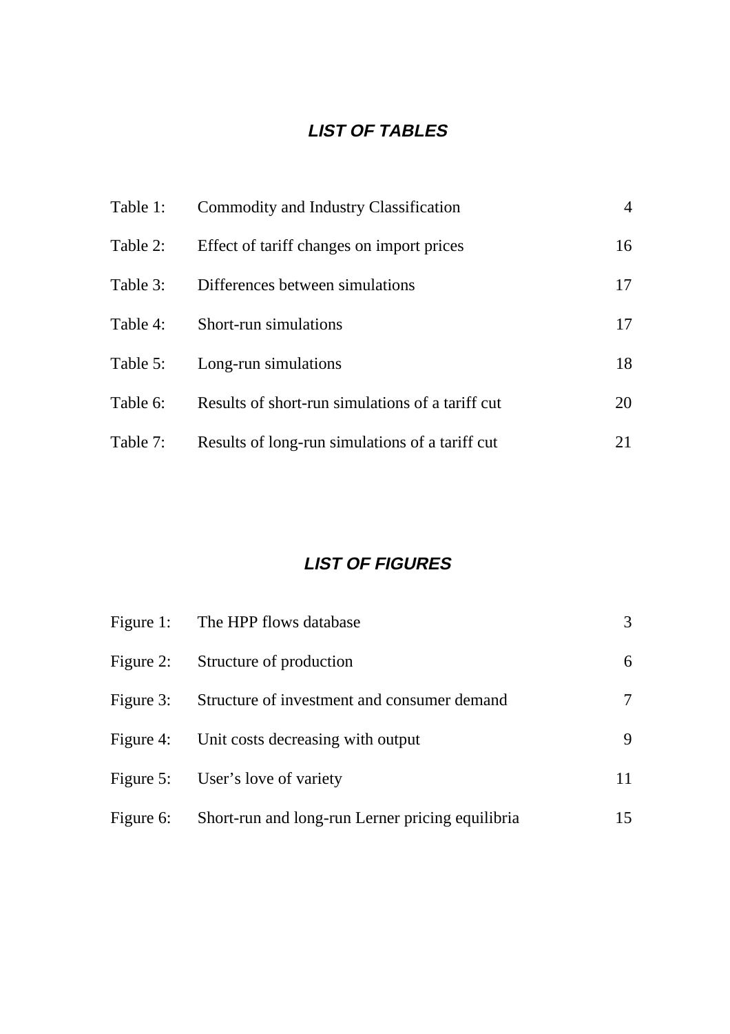## *LIST OF TABLES*

| | | |
|---|---|---|
| Table 1: | Commodity and Industry Classification | 4 |
| Table 2: | Effect of tariff changes on import prices | 16 |
| Table 3: | Differences between simulations | 17 |
| Table 4: | Short-run simulations | 17 |
| Table 5: | Long-run simulations | 18 |
| Table 6: | Results of short-run simulations of a tariff cut | 20 |
| Table 7: | Results of long-run simulations of a tariff cut | 21 |

## *LIST OF FIGURES*

| | | |
|---|---|---|
| Figure 1: | The HPP flows database | 3 |
| Figure 2: | Structure of production | 6 |
| Figure 3: | Structure of investment and consumer demand | 7 |
| Figure 4: | Unit costs decreasing with output | 9 |
| Figure 5: | User's love of variety | 11 |
| Figure 6: | Short-run and long-run Lerner pricing equilibria | 15 |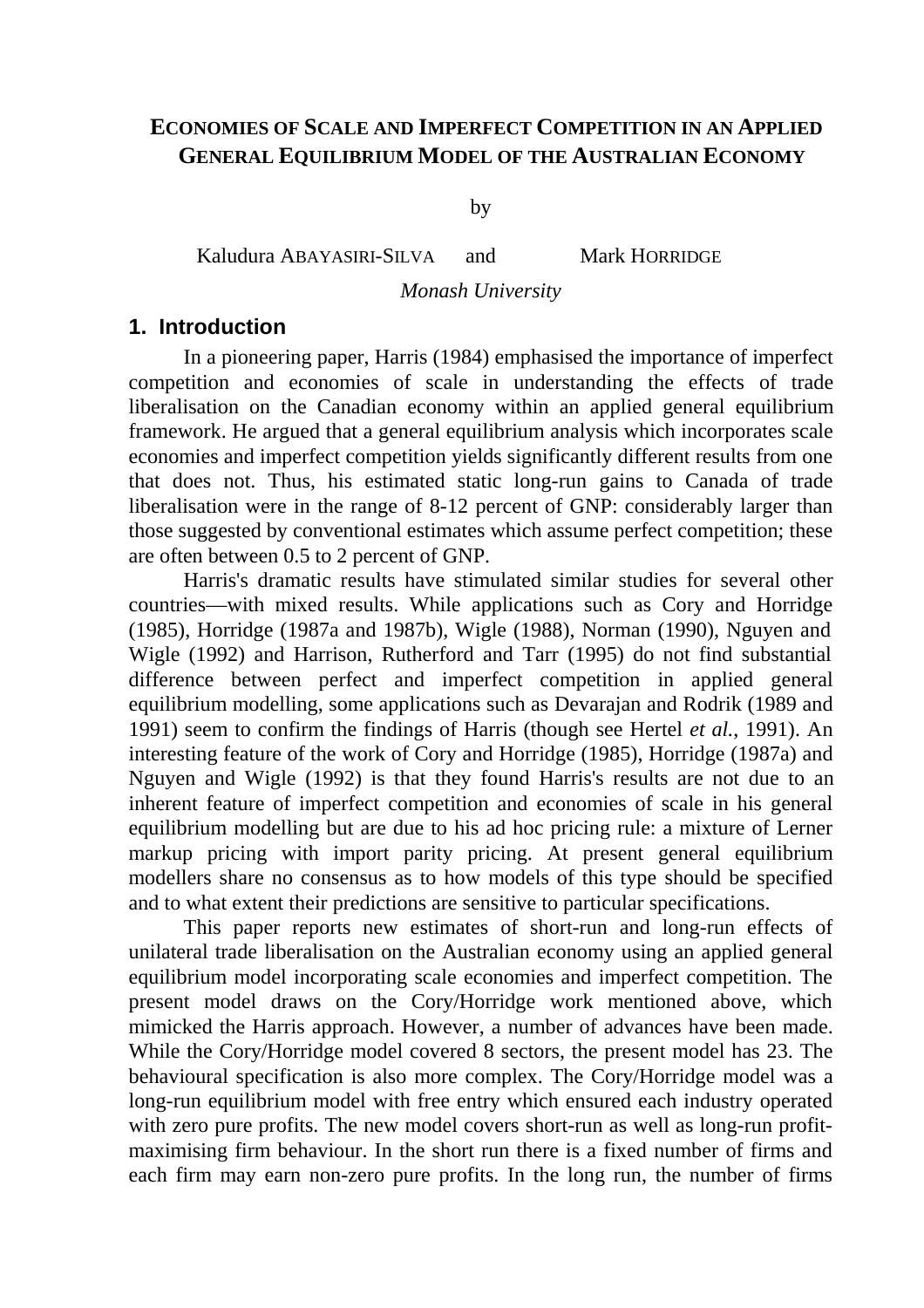# ECONOMIES OF SCALE AND IMPERFECT COMPETITION IN AN APPLIED GENERAL EQUILIBRIUM MODEL OF THE AUSTRALIAN ECONOMY

by

Kaludura ABAYASIRI-SILVA and Mark HORRIDGE

*Monash University*

## 1. Introduction

In a pioneering paper, Harris (1984) emphasised the importance of imperfect competition and economies of scale in understanding the effects of trade liberalisation on the Canadian economy within an applied general equilibrium framework. He argued that a general equilibrium analysis which incorporates scale economies and imperfect competition yields significantly different results from one that does not. Thus, his estimated static long-run gains to Canada of trade liberalisation were in the range of 8-12 percent of GNP: considerably larger than those suggested by conventional estimates which assume perfect competition; these are often between 0.5 to 2 percent of GNP.

Harris's dramatic results have stimulated similar studies for several other countries—with mixed results. While applications such as Cory and Horridge (1985), Horridge (1987a and 1987b), Wigle (1988), Norman (1990), Nguyen and Wigle (1992) and Harrison, Rutherford and Tarr (1995) do not find substantial difference between perfect and imperfect competition in applied general equilibrium modelling, some applications such as Devarajan and Rodrik (1989 and 1991) seem to confirm the findings of Harris (though see Hertel *et al.*, 1991). An interesting feature of the work of Cory and Horridge (1985), Horridge (1987a) and Nguyen and Wigle (1992) is that they found Harris's results are not due to an inherent feature of imperfect competition and economies of scale in his general equilibrium modelling but are due to his ad hoc pricing rule: a mixture of Lerner markup pricing with import parity pricing. At present general equilibrium modellers share no consensus as to how models of this type should be specified and to what extent their predictions are sensitive to particular specifications.

This paper reports new estimates of short-run and long-run effects of unilateral trade liberalisation on the Australian economy using an applied general equilibrium model incorporating scale economies and imperfect competition. The present model draws on the Cory/Horridge work mentioned above, which mimicked the Harris approach. However, a number of advances have been made. While the Cory/Horridge model covered 8 sectors, the present model has 23. The behavioural specification is also more complex. The Cory/Horridge model was a long-run equilibrium model with free entry which ensured each industry operated with zero pure profits. The new model covers short-run as well as long-run profit-maximising firm behaviour. In the short run there is a fixed number of firms and each firm may earn non-zero pure profits. In the long run, the number of firms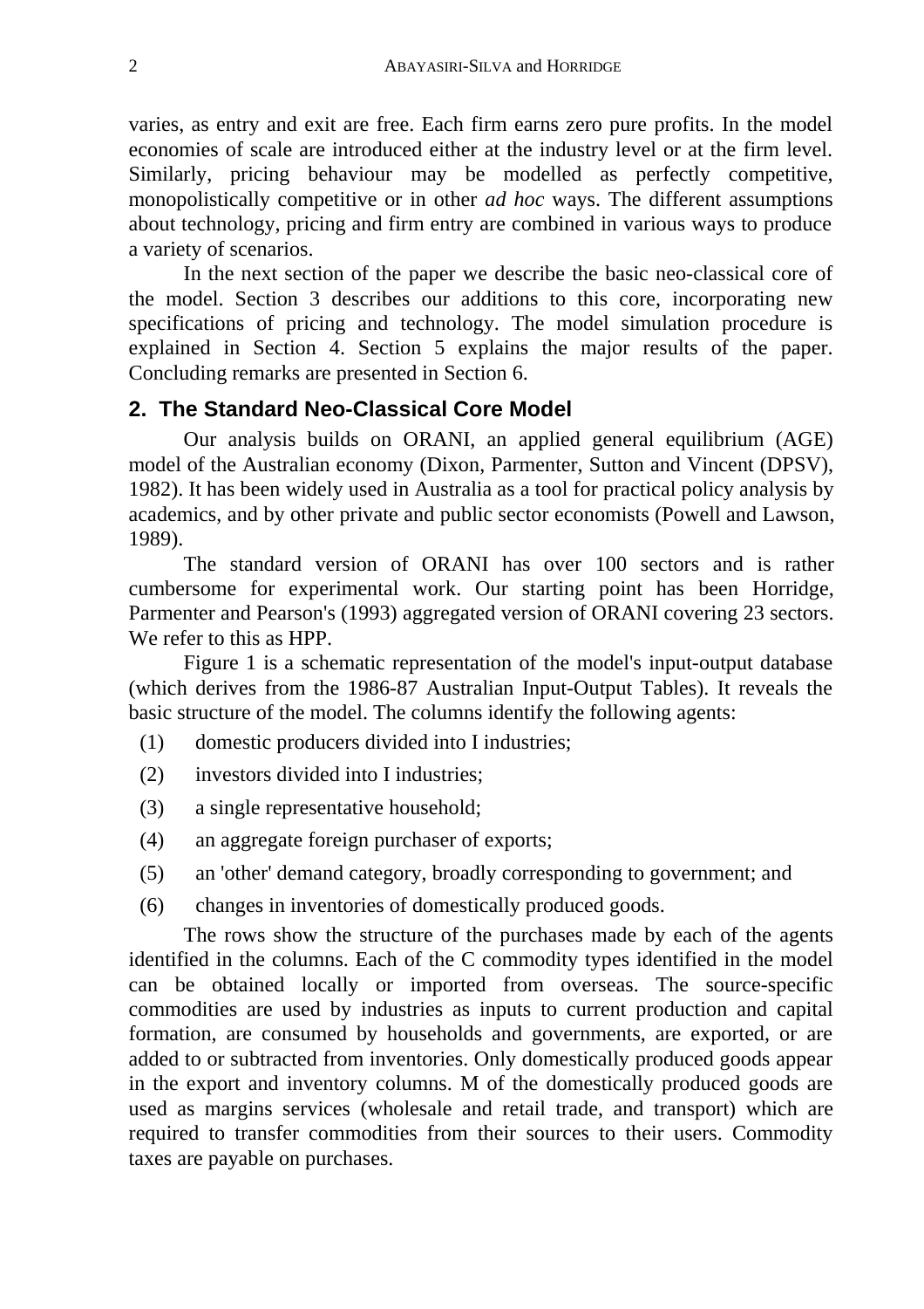varies, as entry and exit are free. Each firm earns zero pure profits. In the model economies of scale are introduced either at the industry level or at the firm level. Similarly, pricing behaviour may be modelled as perfectly competitive, monopolistically competitive or in other *ad hoc* ways. The different assumptions about technology, pricing and firm entry are combined in various ways to produce a variety of scenarios.

In the next section of the paper we describe the basic neo-classical core of the model. Section 3 describes our additions to this core, incorporating new specifications of pricing and technology. The model simulation procedure is explained in Section 4. Section 5 explains the major results of the paper. Concluding remarks are presented in Section 6.

## 2. The Standard Neo-Classical Core Model

Our analysis builds on ORANI, an applied general equilibrium (AGE) model of the Australian economy (Dixon, Parmenter, Sutton and Vincent (DPSV), 1982). It has been widely used in Australia as a tool for practical policy analysis by academics, and by other private and public sector economists (Powell and Lawson, 1989).

The standard version of ORANI has over 100 sectors and is rather cumbersome for experimental work. Our starting point has been Horridge, Parmenter and Pearson's (1993) aggregated version of ORANI covering 23 sectors. We refer to this as HPP.

Figure 1 is a schematic representation of the model's input-output database (which derives from the 1986-87 Australian Input-Output Tables). It reveals the basic structure of the model. The columns identify the following agents:

(1) domestic producers divided into I industries;

(2) investors divided into I industries;

(3) a single representative household;

(4) an aggregate foreign purchaser of exports;

(5) an 'other' demand category, broadly corresponding to government; and

(6) changes in inventories of domestically produced goods.

The rows show the structure of the purchases made by each of the agents identified in the columns. Each of the C commodity types identified in the model can be obtained locally or imported from overseas. The source-specific commodities are used by industries as inputs to current production and capital formation, are consumed by households and governments, are exported, or are added to or subtracted from inventories. Only domestically produced goods appear in the export and inventory columns. M of the domestically produced goods are used as margins services (wholesale and retail trade, and transport) which are required to transfer commodities from their sources to their users. Commodity taxes are payable on purchases.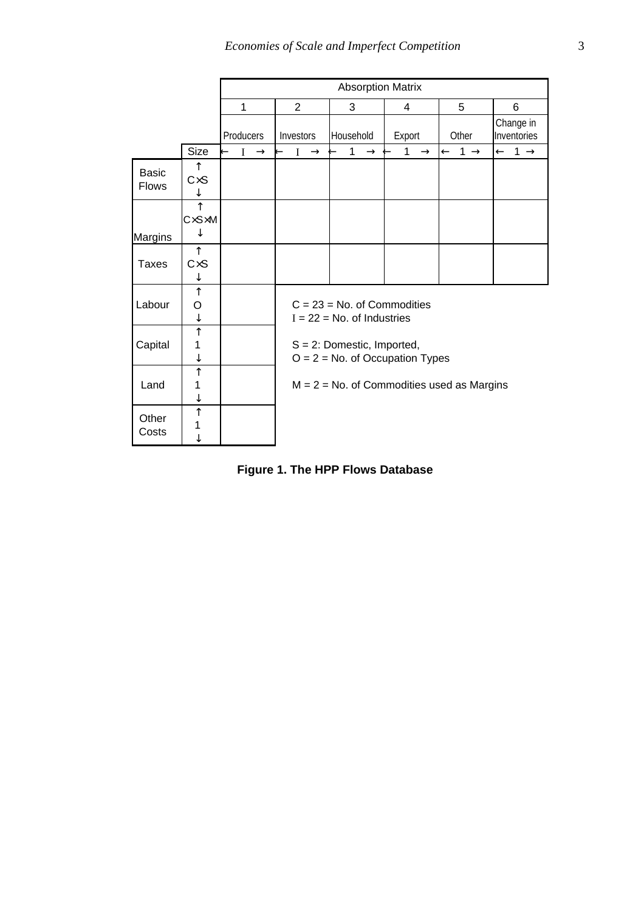| | Size | Absorption Matrix | | | | | |
|---|---|---|---|---|---|---|---|
| | | 1 | 2 | 3 | 4 | 5 | 6 |
| | | Producers | Investors | Household | Export | Other | Change in Inventories |
| | Size | ← I → | ← I → | ← 1 → | ← 1 → | ← 1 → | ← 1 → |
| Basic Flows | ↑ C×S ↓ | | | | | | |
| Margins | ↑ C×S×M ↓ | | | | | | |
| Taxes | ↑ C×S ↓ | | | | | | |
| Labour | ↑ O ↓ | | | | | | |
| Capital | ↑ 1 ↓ | | | | | | |
| Land | ↑ 1 ↓ | | | | | | |
| Other Costs | ↑ 1 ↓ | | | | | | |

C = 23 = No. of Commodities
I = 22 = No. of Industries

S = 2: Domestic, Imported,
O = 2 = No. of Occupation Types

M = 2 = No. of Commodities used as Margins

**Figure 1. The HPP Flows Database**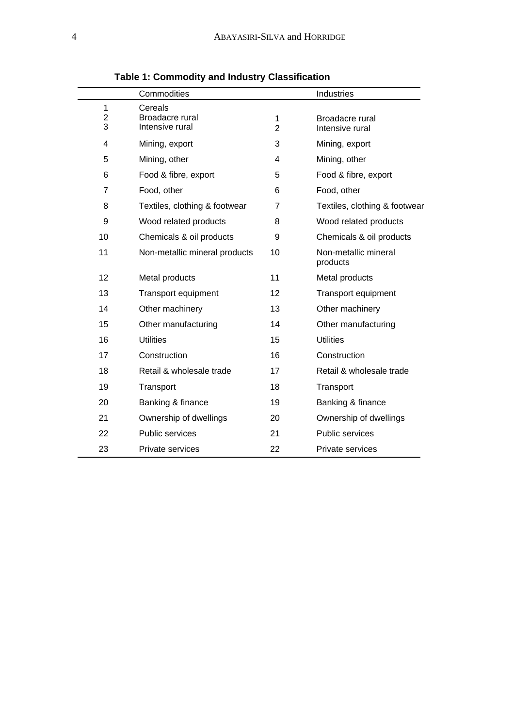**Table 1: Commodity and Industry Classification**

| | Commodities | | Industries |
|---|---|---|---|
| 1 | Cereals | | |
| 2 | Broadacre rural | 1 | Broadacre rural |
| 3 | Intensive rural | 2 | Intensive rural |
| 4 | Mining, export | 3 | Mining, export |
| 5 | Mining, other | 4 | Mining, other |
| 6 | Food & fibre, export | 5 | Food & fibre, export |
| 7 | Food, other | 6 | Food, other |
| 8 | Textiles, clothing & footwear | 7 | Textiles, clothing & footwear |
| 9 | Wood related products | 8 | Wood related products |
| 10 | Chemicals & oil products | 9 | Chemicals & oil products |
| 11 | Non-metallic mineral products | 10 | Non-metallic mineral products |
| 12 | Metal products | 11 | Metal products |
| 13 | Transport equipment | 12 | Transport equipment |
| 14 | Other machinery | 13 | Other machinery |
| 15 | Other manufacturing | 14 | Other manufacturing |
| 16 | Utilities | 15 | Utilities |
| 17 | Construction | 16 | Construction |
| 18 | Retail & wholesale trade | 17 | Retail & wholesale trade |
| 19 | Transport | 18 | Transport |
| 20 | Banking & finance | 19 | Banking & finance |
| 21 | Ownership of dwellings | 20 | Ownership of dwellings |
| 22 | Public services | 21 | Public services |
| 23 | Private services | 22 | Private services |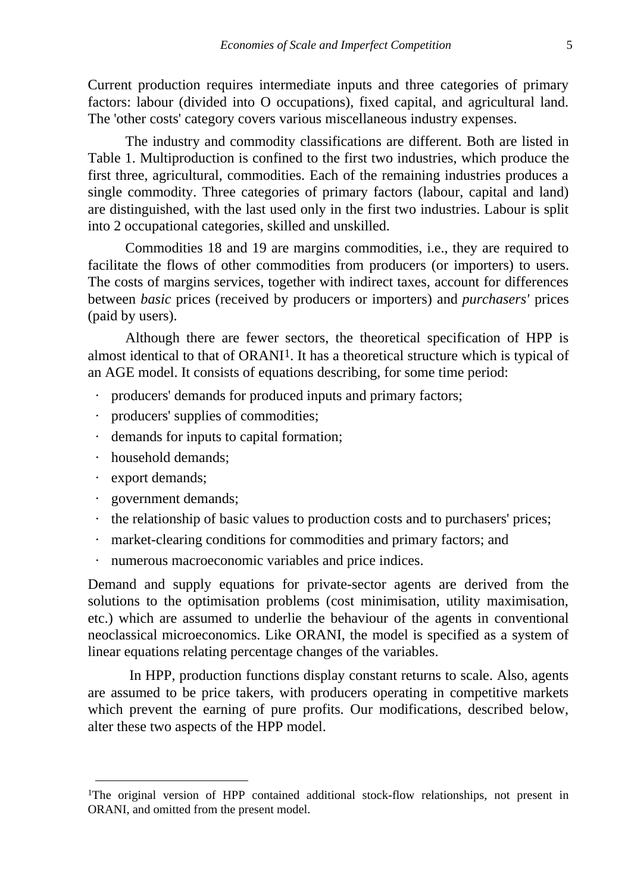Current production requires intermediate inputs and three categories of primary factors: labour (divided into O occupations), fixed capital, and agricultural land. The 'other costs' category covers various miscellaneous industry expenses.

The industry and commodity classifications are different. Both are listed in Table 1. Multiproduction is confined to the first two industries, which produce the first three, agricultural, commodities. Each of the remaining industries produces a single commodity. Three categories of primary factors (labour, capital and land) are distinguished, with the last used only in the first two industries. Labour is split into 2 occupational categories, skilled and unskilled.

Commodities 18 and 19 are margins commodities, i.e., they are required to facilitate the flows of other commodities from producers (or importers) to users. The costs of margins services, together with indirect taxes, account for differences between *basic* prices (received by producers or importers) and *purchasers'* prices (paid by users).

Although there are fewer sectors, the theoretical specification of HPP is almost identical to that of ORANI[1]. It has a theoretical structure which is typical of an AGE model. It consists of equations describing, for some time period:

- producers' demands for produced inputs and primary factors;
- producers' supplies of commodities;
- demands for inputs to capital formation;
- household demands;
- export demands;
- government demands;
- the relationship of basic values to production costs and to purchasers' prices;
- market-clearing conditions for commodities and primary factors; and
- numerous macroeconomic variables and price indices.

Demand and supply equations for private-sector agents are derived from the solutions to the optimisation problems (cost minimisation, utility maximisation, etc.) which are assumed to underlie the behaviour of the agents in conventional neoclassical microeconomics. Like ORANI, the model is specified as a system of linear equations relating percentage changes of the variables.

In HPP, production functions display constant returns to scale. Also, agents are assumed to be price takers, with producers operating in competitive markets which prevent the earning of pure profits. Our modifications, described below, alter these two aspects of the HPP model.

---

[1]The original version of HPP contained additional stock-flow relationships, not present in ORANI, and omitted from the present model.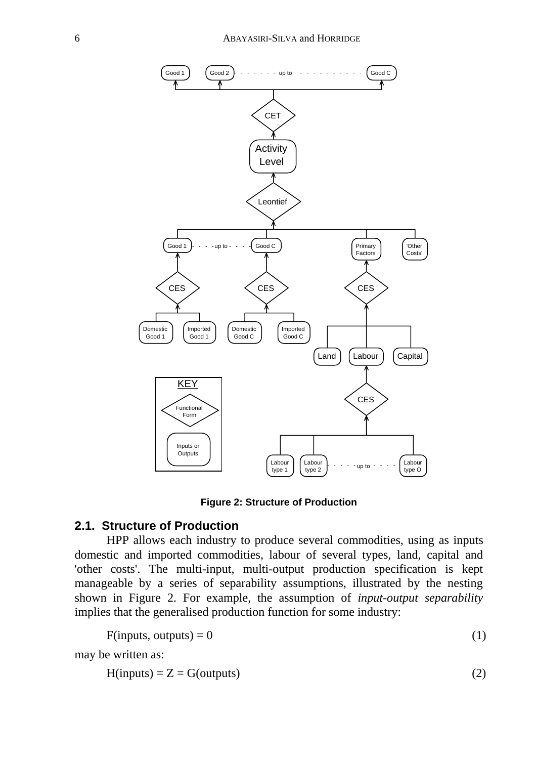**Figure 2: Structure of Production**

## 2.1. Structure of Production

HPP allows each industry to produce several commodities, using as inputs domestic and imported commodities, labour of several types, land, capital and 'other costs'. The multi-input, multi-output production specification is kept manageable by a series of separability assumptions, illustrated by the nesting shown in Figure 2. For example, the assumption of *input-output separability* implies that the generalised production function for some industry:

$$F(\text{inputs, outputs}) = 0 \tag{1}$$

may be written as:

$$H(\text{inputs}) = Z = G(\text{outputs}) \tag{2}$$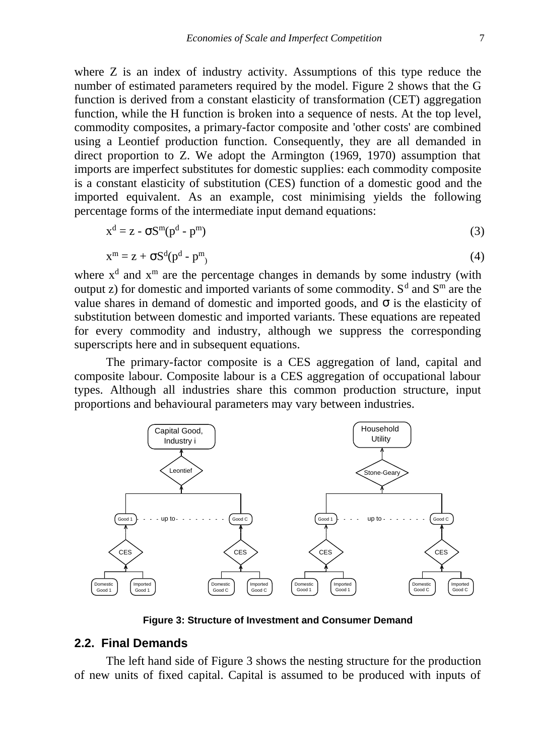where Z is an index of industry activity. Assumptions of this type reduce the number of estimated parameters required by the model. Figure 2 shows that the G function is derived from a constant elasticity of transformation (CET) aggregation function, while the H function is broken into a sequence of nests. At the top level, commodity composites, a primary-factor composite and 'other costs' are combined using a Leontief production function. Consequently, they are all demanded in direct proportion to Z. We adopt the Armington (1969, 1970) assumption that imports are imperfect substitutes for domestic supplies: each commodity composite is a constant elasticity of substitution (CES) function of a domestic good and the imported equivalent. As an example, cost minimising yields the following percentage forms of the intermediate input demand equations:

$$x^d = z - \sigma S^m(p^d - p^m) \tag{3}$$

$$x^m = z + \sigma S^d(p^d - p^m) \tag{4}$$

where $x^d$ and $x^m$ are the percentage changes in demands by some industry (with output z) for domestic and imported variants of some commodity. $S^d$ and $S^m$ are the value shares in demand of domestic and imported goods, and $\sigma$ is the elasticity of substitution between domestic and imported variants. These equations are repeated for every commodity and industry, although we suppress the corresponding superscripts here and in subsequent equations.

The primary-factor composite is a CES aggregation of land, capital and composite labour. Composite labour is a CES aggregation of occupational labour types. Although all industries share this common production structure, input proportions and behavioural parameters may vary between industries.

**Figure 3: Structure of Investment and Consumer Demand**

## 2.2. Final Demands

The left hand side of Figure 3 shows the nesting structure for the production of new units of fixed capital. Capital is assumed to be produced with inputs of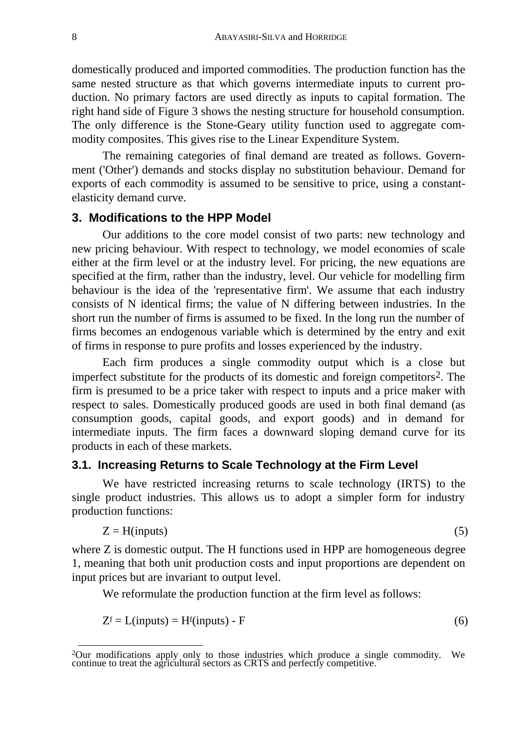domestically produced and imported commodities. The production function has the same nested structure as that which governs intermediate inputs to current production. No primary factors are used directly as inputs to capital formation. The right hand side of Figure 3 shows the nesting structure for household consumption. The only difference is the Stone-Geary utility function used to aggregate commodity composites. This gives rise to the Linear Expenditure System.

The remaining categories of final demand are treated as follows. Government ('Other') demands and stocks display no substitution behaviour. Demand for exports of each commodity is assumed to be sensitive to price, using a constant-elasticity demand curve.

## 3. Modifications to the HPP Model

Our additions to the core model consist of two parts: new technology and new pricing behaviour. With respect to technology, we model economies of scale either at the firm level or at the industry level. For pricing, the new equations are specified at the firm, rather than the industry, level. Our vehicle for modelling firm behaviour is the idea of the 'representative firm'. We assume that each industry consists of N identical firms; the value of N differing between industries. In the short run the number of firms is assumed to be fixed. In the long run the number of firms becomes an endogenous variable which is determined by the entry and exit of firms in response to pure profits and losses experienced by the industry.

Each firm produces a single commodity output which is a close but imperfect substitute for the products of its domestic and foreign competitors[2]. The firm is presumed to be a price taker with respect to inputs and a price maker with respect to sales. Domestically produced goods are used in both final demand (as consumption goods, capital goods, and export goods) and in demand for intermediate inputs. The firm faces a downward sloping demand curve for its products in each of these markets.

### 3.1. Increasing Returns to Scale Technology at the Firm Level

We have restricted increasing returns to scale technology (IRTS) to the single product industries. This allows us to adopt a simpler form for industry production functions:

$$Z = H(\text{inputs}) \tag{5}$$

where Z is domestic output. The H functions used in HPP are homogeneous degree 1, meaning that both unit production costs and input proportions are dependent on input prices but are invariant to output level.

We reformulate the production function at the firm level as follows:

$$Z^f = L(\text{inputs}) = H^f(\text{inputs}) - F \tag{6}$$

---

[2] Our modifications apply only to those industries which produce a single commodity. We continue to treat the agricultural sectors as CRTS and perfectly competitive.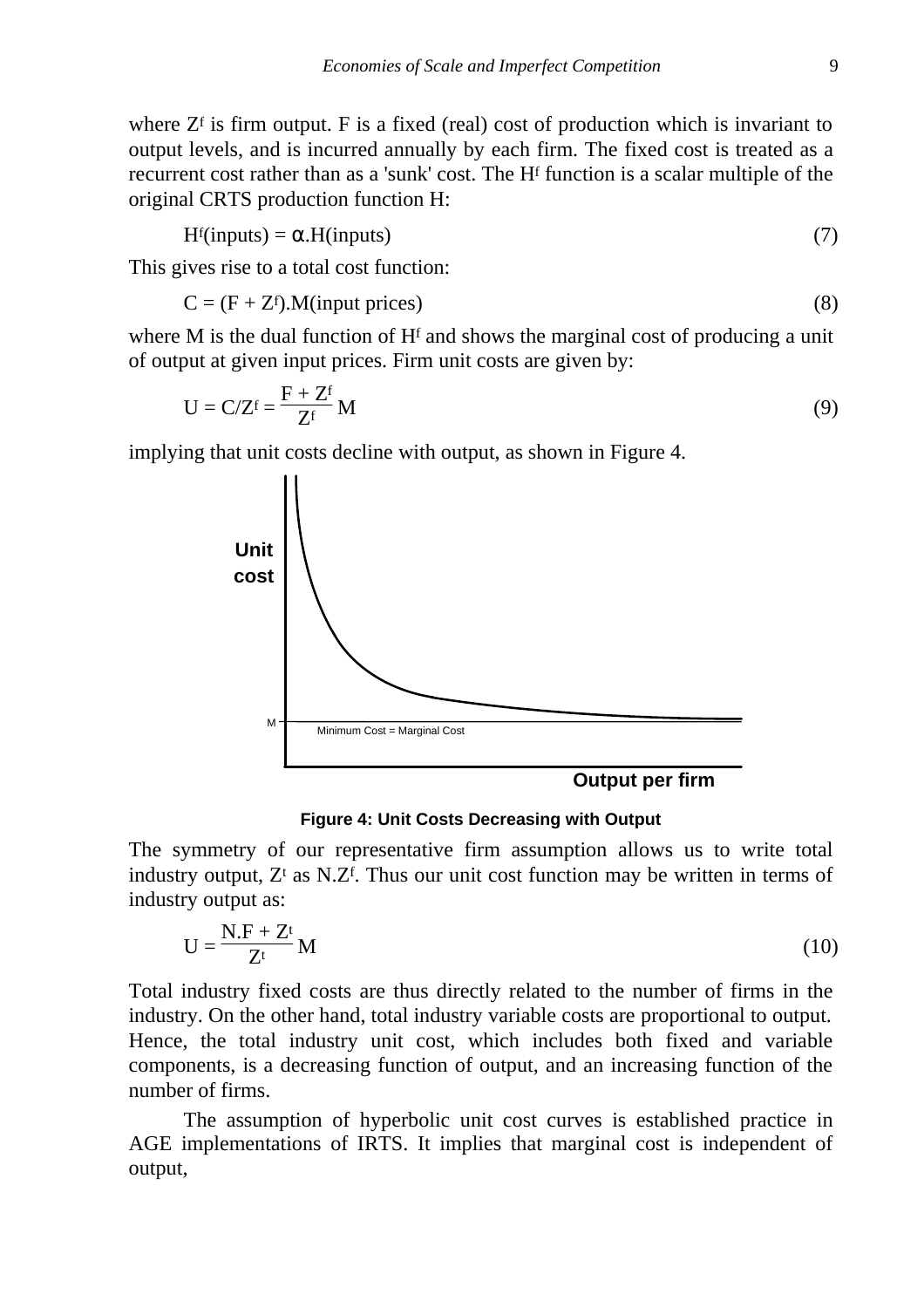where $Z^f$ is firm output. F is a fixed (real) cost of production which is invariant to output levels, and is incurred annually by each firm. The fixed cost is treated as a recurrent cost rather than as a 'sunk' cost. The $H^f$ function is a scalar multiple of the original CRTS production function H:

$$H^f(\text{inputs}) = \alpha.H(\text{inputs}) \tag{7}$$

This gives rise to a total cost function:

$$C = (F + Z^f).M(\text{input prices}) \tag{8}$$

where M is the dual function of $H^f$ and shows the marginal cost of producing a unit of output at given input prices. Firm unit costs are given by:

$$U = C/Z^f = \frac{F + Z^f}{Z^f} M \tag{9}$$

implying that unit costs decline with output, as shown in Figure 4.

**Figure 4: Unit Costs Decreasing with Output**

The symmetry of our representative firm assumption allows us to write total industry output, $Z^t$ as $N.Z^f$. Thus our unit cost function may be written in terms of industry output as:

$$U = \frac{N.F + Z^t}{Z^t} M \tag{10}$$

Total industry fixed costs are thus directly related to the number of firms in the industry. On the other hand, total industry variable costs are proportional to output. Hence, the total industry unit cost, which includes both fixed and variable components, is a decreasing function of output, and an increasing function of the number of firms.

The assumption of hyperbolic unit cost curves is established practice in AGE implementations of IRTS. It implies that marginal cost is independent of output,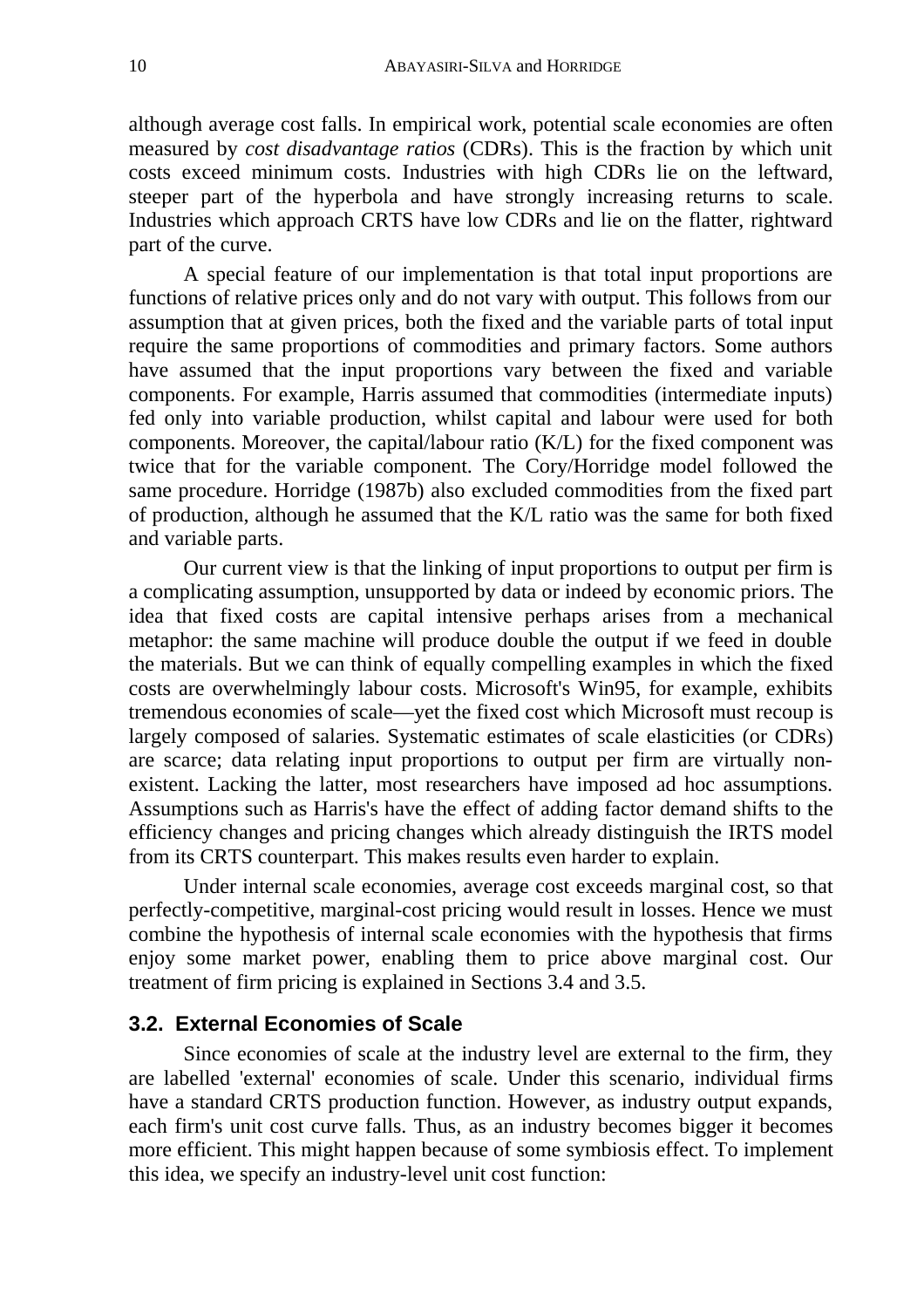although average cost falls. In empirical work, potential scale economies are often measured by *cost disadvantage ratios* (CDRs). This is the fraction by which unit costs exceed minimum costs. Industries with high CDRs lie on the leftward, steeper part of the hyperbola and have strongly increasing returns to scale. Industries which approach CRTS have low CDRs and lie on the flatter, rightward part of the curve.

A special feature of our implementation is that total input proportions are functions of relative prices only and do not vary with output. This follows from our assumption that at given prices, both the fixed and the variable parts of total input require the same proportions of commodities and primary factors. Some authors have assumed that the input proportions vary between the fixed and variable components. For example, Harris assumed that commodities (intermediate inputs) fed only into variable production, whilst capital and labour were used for both components. Moreover, the capital/labour ratio (K/L) for the fixed component was twice that for the variable component. The Cory/Horridge model followed the same procedure. Horridge (1987b) also excluded commodities from the fixed part of production, although he assumed that the K/L ratio was the same for both fixed and variable parts.

Our current view is that the linking of input proportions to output per firm is a complicating assumption, unsupported by data or indeed by economic priors. The idea that fixed costs are capital intensive perhaps arises from a mechanical metaphor: the same machine will produce double the output if we feed in double the materials. But we can think of equally compelling examples in which the fixed costs are overwhelmingly labour costs. Microsoft's Win95, for example, exhibits tremendous economies of scale—yet the fixed cost which Microsoft must recoup is largely composed of salaries. Systematic estimates of scale elasticities (or CDRs) are scarce; data relating input proportions to output per firm are virtually non-existent. Lacking the latter, most researchers have imposed ad hoc assumptions. Assumptions such as Harris's have the effect of adding factor demand shifts to the efficiency changes and pricing changes which already distinguish the IRTS model from its CRTS counterpart. This makes results even harder to explain.

Under internal scale economies, average cost exceeds marginal cost, so that perfectly-competitive, marginal-cost pricing would result in losses. Hence we must combine the hypothesis of internal scale economies with the hypothesis that firms enjoy some market power, enabling them to price above marginal cost. Our treatment of firm pricing is explained in Sections 3.4 and 3.5.

### 3.2. External Economies of Scale

Since economies of scale at the industry level are external to the firm, they are labelled 'external' economies of scale. Under this scenario, individual firms have a standard CRTS production function. However, as industry output expands, each firm's unit cost curve falls. Thus, as an industry becomes bigger it becomes more efficient. This might happen because of some symbiosis effect. To implement this idea, we specify an industry-level unit cost function: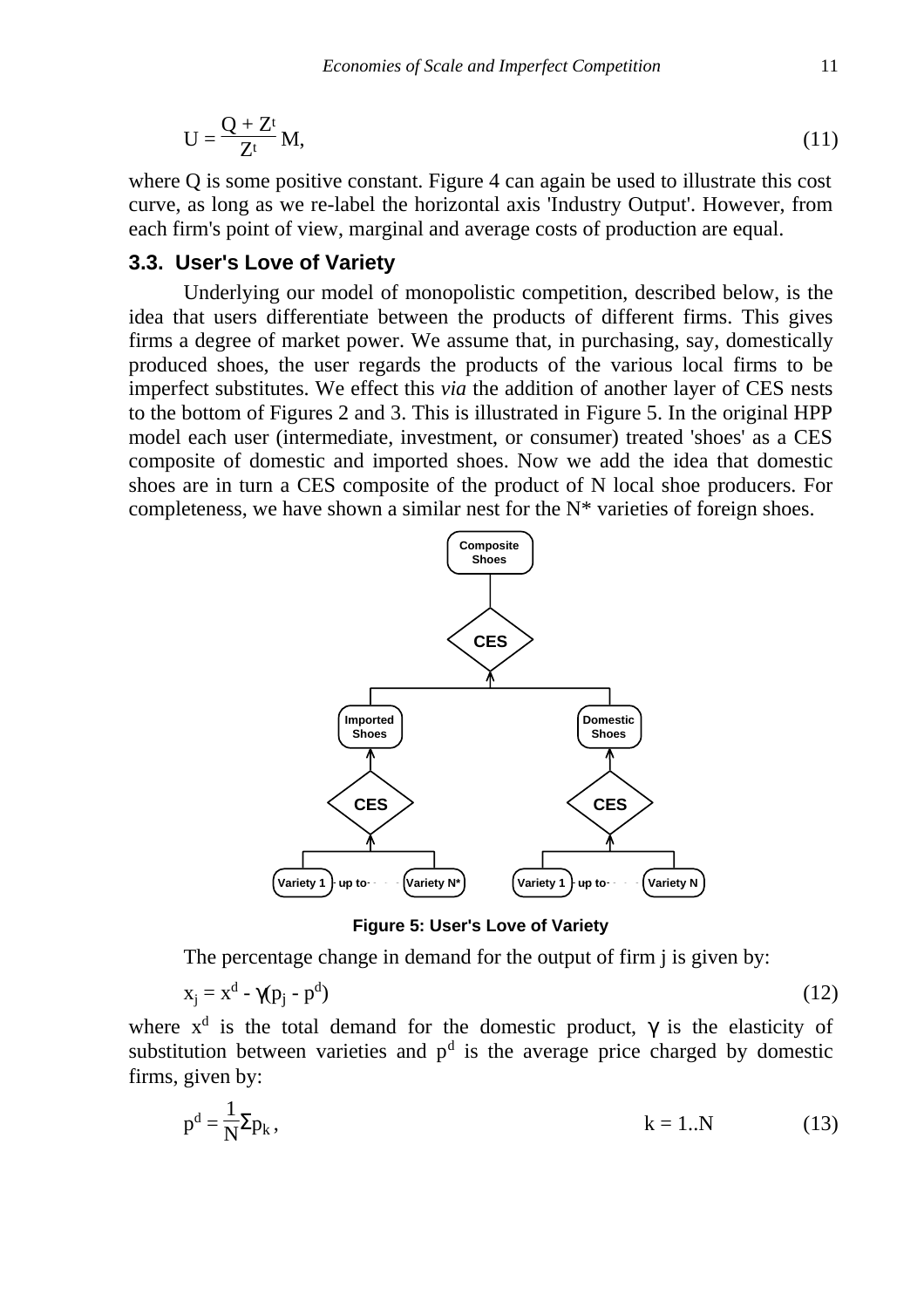$$U = \frac{Q + Z^t}{Z^t} M, \tag{11}$$

where Q is some positive constant. Figure 4 can again be used to illustrate this cost curve, as long as we re-label the horizontal axis 'Industry Output'. However, from each firm's point of view, marginal and average costs of production are equal.

### 3.3. User's Love of Variety

Underlying our model of monopolistic competition, described below, is the idea that users differentiate between the products of different firms. This gives firms a degree of market power. We assume that, in purchasing, say, domestically produced shoes, the user regards the products of the various local firms to be imperfect substitutes. We effect this *via* the addition of another layer of CES nests to the bottom of Figures 2 and 3. This is illustrated in Figure 5. In the original HPP model each user (intermediate, investment, or consumer) treated 'shoes' as a CES composite of domestic and imported shoes. Now we add the idea that domestic shoes are in turn a CES composite of the product of N local shoe producers. For completeness, we have shown a similar nest for the N* varieties of foreign shoes.

**Figure 5: User's Love of Variety**

The percentage change in demand for the output of firm j is given by:

$$x_j = x^d - \gamma(p_j - p^d) \tag{12}$$

where $x^d$ is the total demand for the domestic product, $\gamma$ is the elasticity of substitution between varieties and $p^d$ is the average price charged by domestic firms, given by:

$$p^d = \frac{1}{N}\Sigma p_k, \qquad k = 1..N \tag{13}$$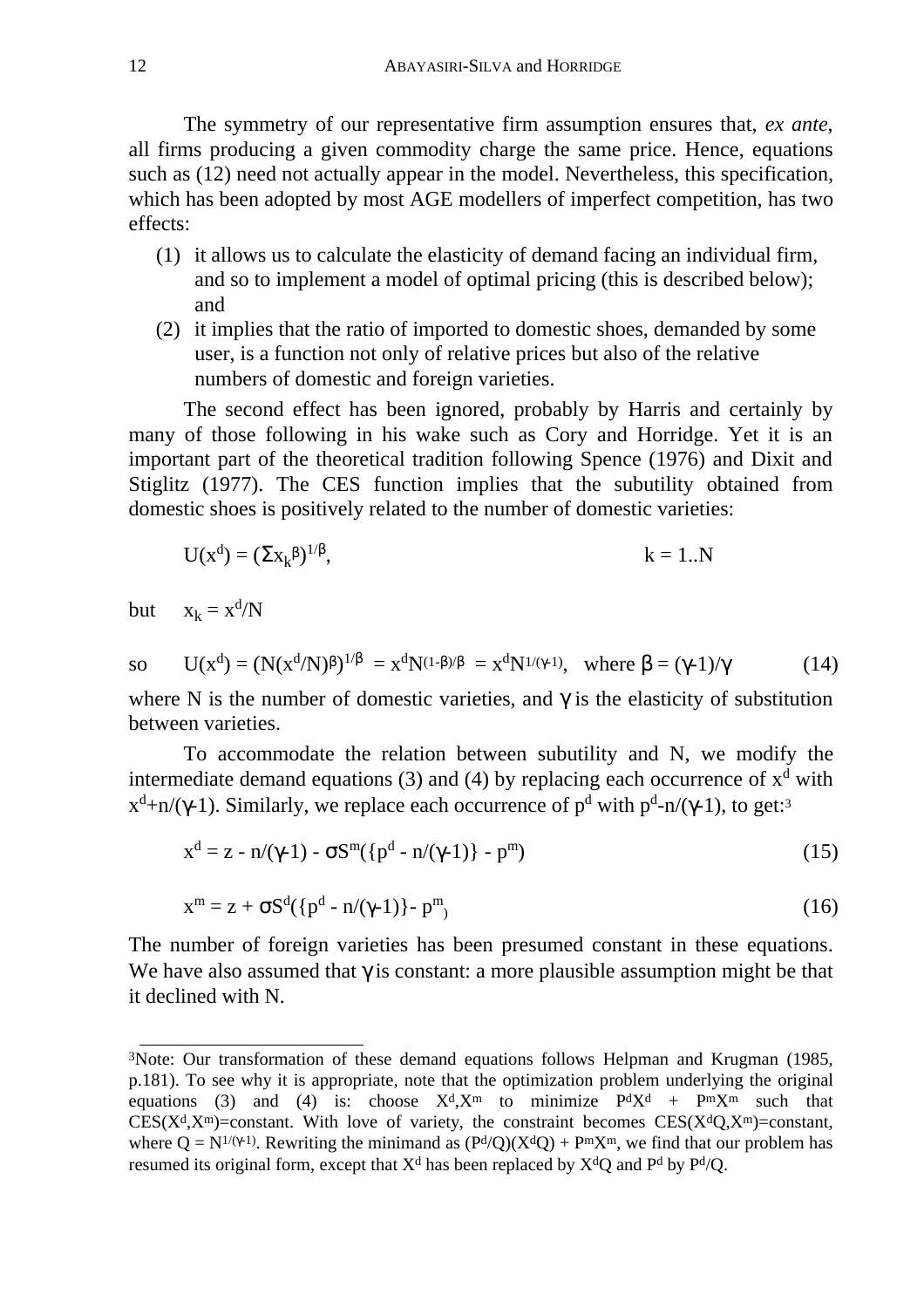The symmetry of our representative firm assumption ensures that, *ex ante*, all firms producing a given commodity charge the same price. Hence, equations such as (12) need not actually appear in the model. Nevertheless, this specification, which has been adopted by most AGE modellers of imperfect competition, has two effects:

1. it allows us to calculate the elasticity of demand facing an individual firm, and so to implement a model of optimal pricing (this is described below); and
2. it implies that the ratio of imported to domestic shoes, demanded by some user, is a function not only of relative prices but also of the relative numbers of domestic and foreign varieties.

The second effect has been ignored, probably by Harris and certainly by many of those following in his wake such as Cory and Horridge. Yet it is an important part of the theoretical tradition following Spence (1976) and Dixit and Stiglitz (1977). The CES function implies that the subutility obtained from domestic shoes is positively related to the number of domestic varieties:

$$U(x^d) = (\Sigma x_k{}^{\beta})^{1/\beta}, \qquad k = 1..N$$

but $\quad x_k = x^d/N$

so $\quad U(x^d) = (N(x^d/N)^{\beta})^{1/\beta} = x^d N^{(1-\beta)/\beta} = x^d N^{1/(\gamma-1)}, \quad \text{where } \beta = (\gamma-1)/\gamma \qquad (14)$

where N is the number of domestic varieties, and $\gamma$ is the elasticity of substitution between varieties.

To accommodate the relation between subutility and N, we modify the intermediate demand equations (3) and (4) by replacing each occurrence of $x^d$ with $x^d+n/(\gamma-1)$. Similarly, we replace each occurrence of $p^d$ with $p^d-n/(\gamma-1)$, to get:[3]

$$x^d = z - n/(\gamma-1) - \sigma S^m(\{p^d - n/(\gamma-1)\} - p^m) \qquad (15)$$

$$x^m = z + \sigma S^d(\{p^d - n/(\gamma-1)\} - p^m) \qquad (16)$$

The number of foreign varieties has been presumed constant in these equations. We have also assumed that $\gamma$ is constant: a more plausible assumption might be that it declined with N.

---

[3]Note: Our transformation of these demand equations follows Helpman and Krugman (1985, p.181). To see why it is appropriate, note that the optimization problem underlying the original equations (3) and (4) is: choose $X^d, X^m$ to minimize $P^dX^d + P^mX^m$ such that $CES(X^d,X^m)$=constant. With love of variety, the constraint becomes $CES(X^dQ,X^m)$=constant, where $Q = N^{1/(\gamma-1)}$. Rewriting the minimand as $(P^d/Q)(X^dQ) + P^mX^m$, we find that our problem has resumed its original form, except that $X^d$ has been replaced by $X^dQ$ and $P^d$ by $P^d/Q$.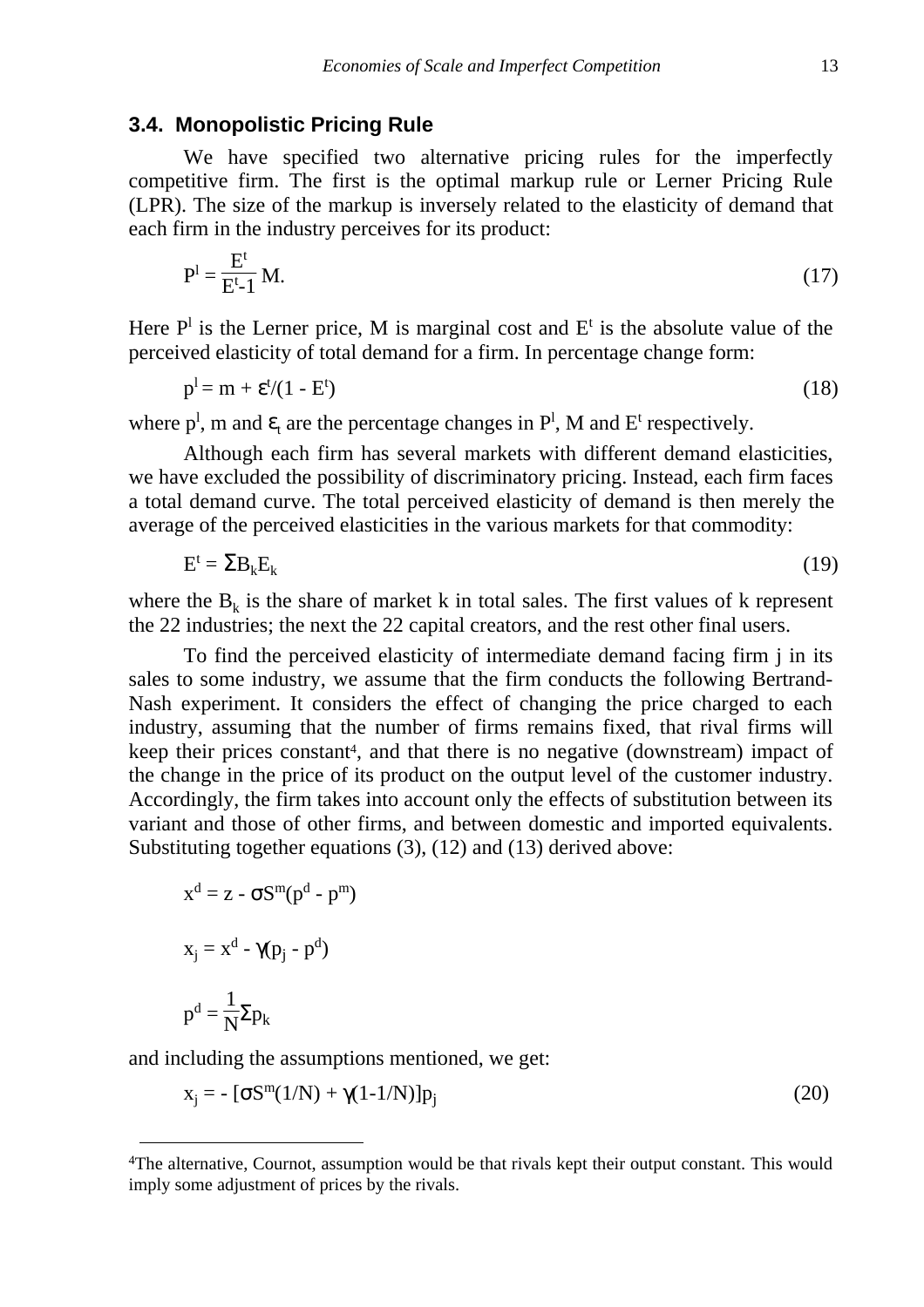### 3.4. Monopolistic Pricing Rule

We have specified two alternative pricing rules for the imperfectly competitive firm. The first is the optimal markup rule or Lerner Pricing Rule (LPR). The size of the markup is inversely related to the elasticity of demand that each firm in the industry perceives for its product:

$$P^l = \frac{E^t}{E^t\text{-}1} M. \tag{17}$$

Here $P^l$ is the Lerner price, M is marginal cost and $E^t$ is the absolute value of the perceived elasticity of total demand for a firm. In percentage change form:

$$p^l = m + \varepsilon^t/(1 - E^t) \tag{18}$$

where $p^l$, m and $\varepsilon_t$ are the percentage changes in $P^l$, M and $E^t$ respectively.

Although each firm has several markets with different demand elasticities, we have excluded the possibility of discriminatory pricing. Instead, each firm faces a total demand curve. The total perceived elasticity of demand is then merely the average of the perceived elasticities in the various markets for that commodity:

$$E^t = \Sigma B_k E_k \tag{19}$$

where the $B_k$ is the share of market k in total sales. The first values of k represent the 22 industries; the next the 22 capital creators, and the rest other final users.

To find the perceived elasticity of intermediate demand facing firm j in its sales to some industry, we assume that the firm conducts the following Bertrand-Nash experiment. It considers the effect of changing the price charged to each industry, assuming that the number of firms remains fixed, that rival firms will keep their prices constant[4], and that there is no negative (downstream) impact of the change in the price of its product on the output level of the customer industry. Accordingly, the firm takes into account only the effects of substitution between its variant and those of other firms, and between domestic and imported equivalents. Substituting together equations (3), (12) and (13) derived above:

$$x^d = z - \sigma S^m(p^d - p^m)$$

$$x_j = x^d - \gamma(p_j - p^d)$$

$$p^d = \frac{1}{N}\Sigma p_k$$

and including the assumptions mentioned, we get:

$$x_j = - [\sigma S^m(1/N) + \gamma(1\text{-}1/N)]p_j \tag{20}$$

---

[4]The alternative, Cournot, assumption would be that rivals kept their output constant. This would imply some adjustment of prices by the rivals.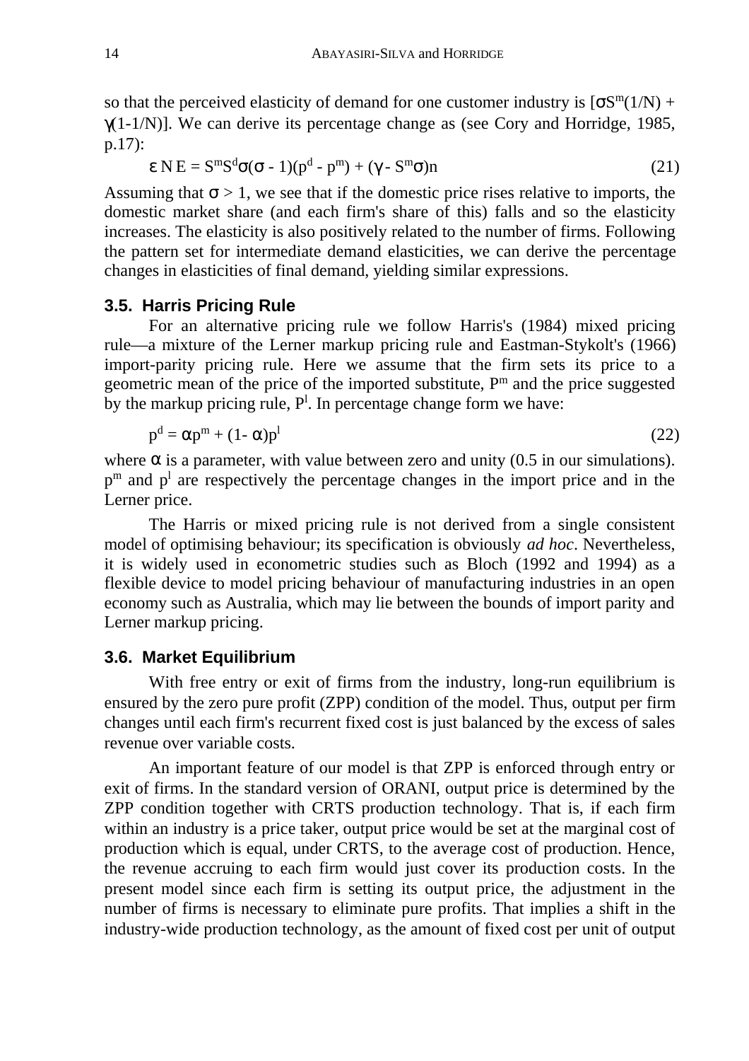so that the perceived elasticity of demand for one customer industry is $[\sigma S^m(1/N) + \gamma(1-1/N)]$. We can derive its percentage change as (see Cory and Horridge, 1985, p.17):

$$\varepsilon N E = S^m S^d \sigma(\sigma - 1)(p^d - p^m) + (\gamma - S^m \sigma)n \tag{21}$$

Assuming that $\sigma > 1$, we see that if the domestic price rises relative to imports, the domestic market share (and each firm's share of this) falls and so the elasticity increases. The elasticity is also positively related to the number of firms. Following the pattern set for intermediate demand elasticities, we can derive the percentage changes in elasticities of final demand, yielding similar expressions.

### 3.5. Harris Pricing Rule

For an alternative pricing rule we follow Harris's (1984) mixed pricing rule—a mixture of the Lerner markup pricing rule and Eastman-Stykolt's (1966) import-parity pricing rule. Here we assume that the firm sets its price to a geometric mean of the price of the imported substitute, $P^m$ and the price suggested by the markup pricing rule, $P^l$. In percentage change form we have:

$$p^d = \alpha p^m + (1 - \alpha)p^l \tag{22}$$

where $\alpha$ is a parameter, with value between zero and unity (0.5 in our simulations). $p^m$ and $p^l$ are respectively the percentage changes in the import price and in the Lerner price.

The Harris or mixed pricing rule is not derived from a single consistent model of optimising behaviour; its specification is obviously *ad hoc*. Nevertheless, it is widely used in econometric studies such as Bloch (1992 and 1994) as a flexible device to model pricing behaviour of manufacturing industries in an open economy such as Australia, which may lie between the bounds of import parity and Lerner markup pricing.

### 3.6. Market Equilibrium

With free entry or exit of firms from the industry, long-run equilibrium is ensured by the zero pure profit (ZPP) condition of the model. Thus, output per firm changes until each firm's recurrent fixed cost is just balanced by the excess of sales revenue over variable costs.

An important feature of our model is that ZPP is enforced through entry or exit of firms. In the standard version of ORANI, output price is determined by the ZPP condition together with CRTS production technology. That is, if each firm within an industry is a price taker, output price would be set at the marginal cost of production which is equal, under CRTS, to the average cost of production. Hence, the revenue accruing to each firm would just cover its production costs. In the present model since each firm is setting its output price, the adjustment in the number of firms is necessary to eliminate pure profits. That implies a shift in the industry-wide production technology, as the amount of fixed cost per unit of output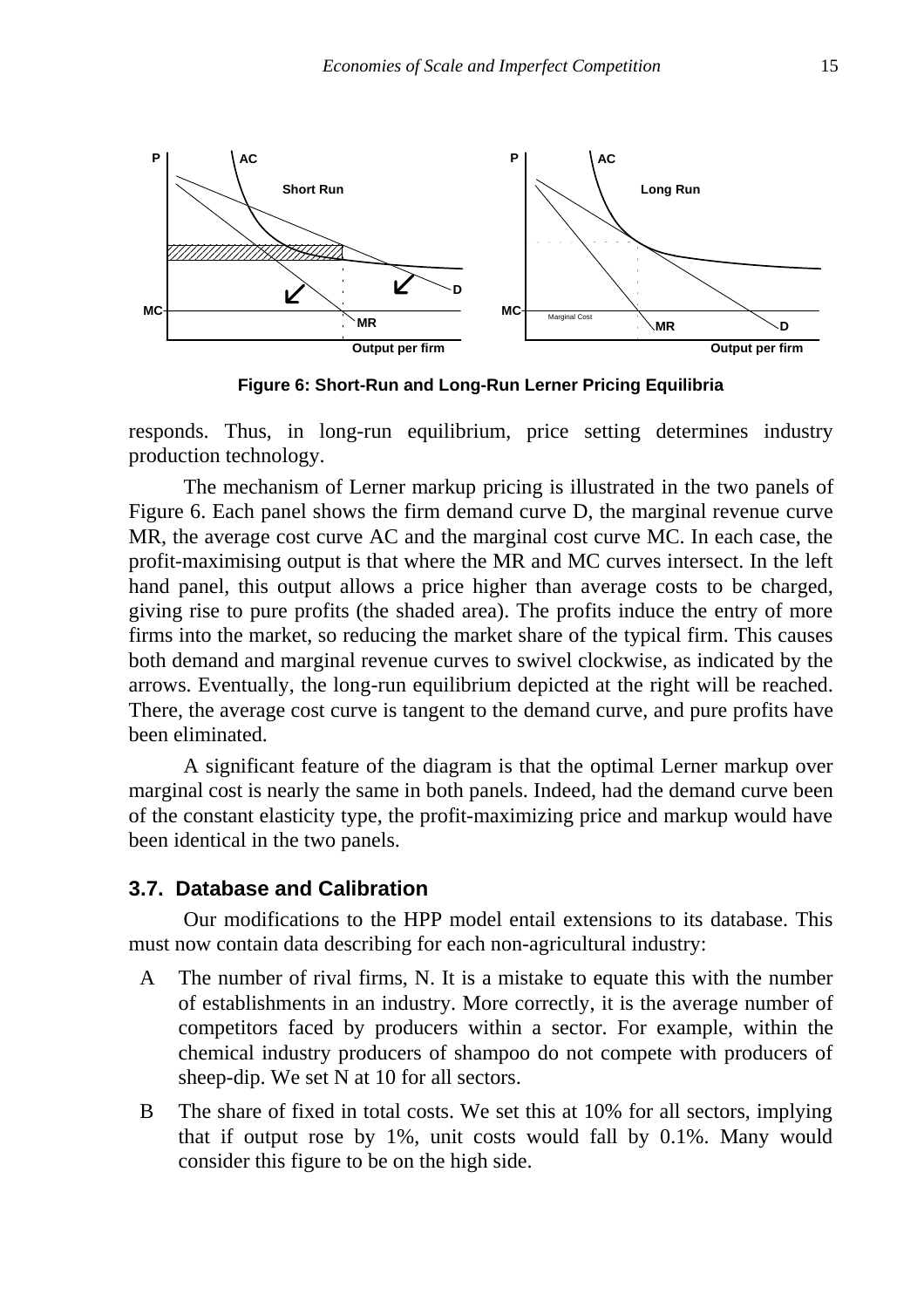Figure 6: Short-Run and Long-Run Lerner Pricing Equilibria

responds. Thus, in long-run equilibrium, price setting determines industry production technology.

The mechanism of Lerner markup pricing is illustrated in the two panels of Figure 6. Each panel shows the firm demand curve D, the marginal revenue curve MR, the average cost curve AC and the marginal cost curve MC. In each case, the profit-maximising output is that where the MR and MC curves intersect. In the left hand panel, this output allows a price higher than average costs to be charged, giving rise to pure profits (the shaded area). The profits induce the entry of more firms into the market, so reducing the market share of the typical firm. This causes both demand and marginal revenue curves to swivel clockwise, as indicated by the arrows. Eventually, the long-run equilibrium depicted at the right will be reached. There, the average cost curve is tangent to the demand curve, and pure profits have been eliminated.

A significant feature of the diagram is that the optimal Lerner markup over marginal cost is nearly the same in both panels. Indeed, had the demand curve been of the constant elasticity type, the profit-maximizing price and markup would have been identical in the two panels.

### 3.7. Database and Calibration

Our modifications to the HPP model entail extensions to its database. This must now contain data describing for each non-agricultural industry:

A The number of rival firms, N. It is a mistake to equate this with the number of establishments in an industry. More correctly, it is the average number of competitors faced by producers within a sector. For example, within the chemical industry producers of shampoo do not compete with producers of sheep-dip. We set N at 10 for all sectors.

B The share of fixed in total costs. We set this at 10% for all sectors, implying that if output rose by 1%, unit costs would fall by 0.1%. Many would consider this figure to be on the high side.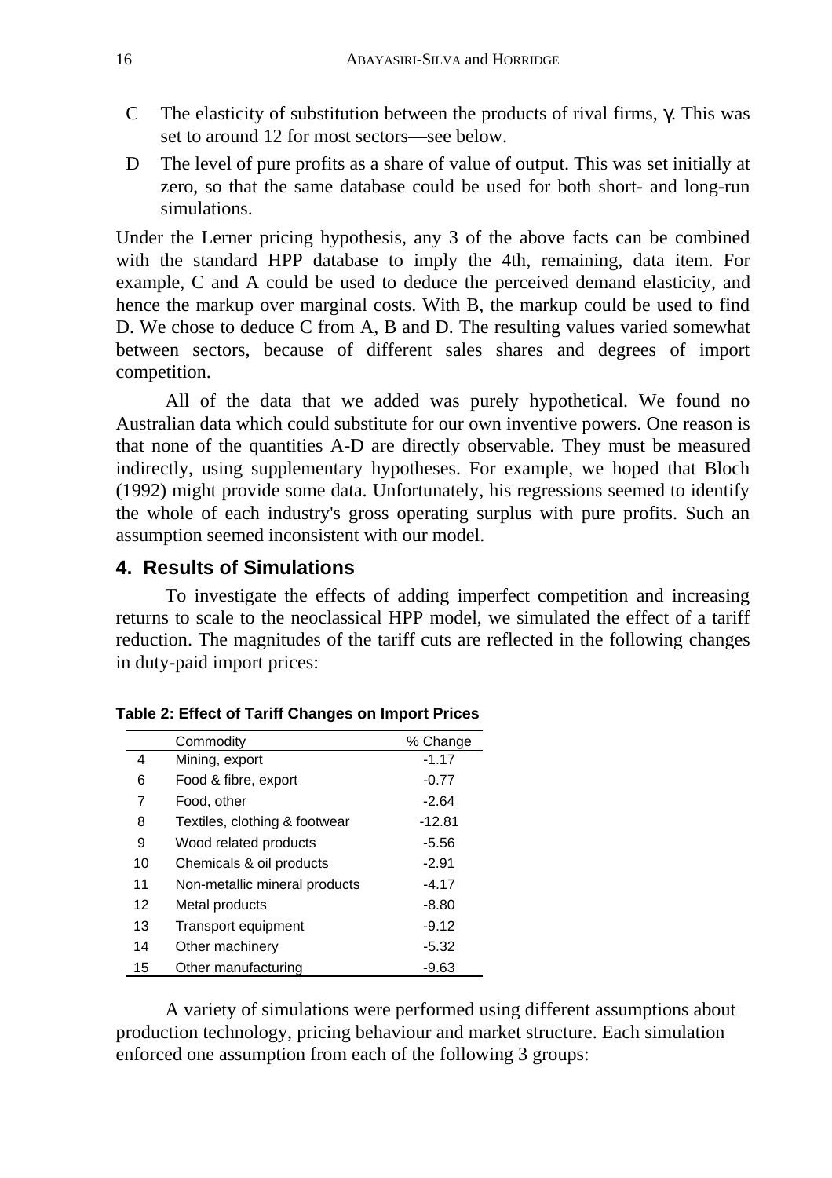C  The elasticity of substitution between the products of rival firms, $\gamma$. This was set to around 12 for most sectors—see below.

D  The level of pure profits as a share of value of output. This was set initially at zero, so that the same database could be used for both short- and long-run simulations.

Under the Lerner pricing hypothesis, any 3 of the above facts can be combined with the standard HPP database to imply the 4th, remaining, data item. For example, C and A could be used to deduce the perceived demand elasticity, and hence the markup over marginal costs. With B, the markup could be used to find D. We chose to deduce C from A, B and D. The resulting values varied somewhat between sectors, because of different sales shares and degrees of import competition.

All of the data that we added was purely hypothetical. We found no Australian data which could substitute for our own inventive powers. One reason is that none of the quantities A-D are directly observable. They must be measured indirectly, using supplementary hypotheses. For example, we hoped that Bloch (1992) might provide some data. Unfortunately, his regressions seemed to identify the whole of each industry's gross operating surplus with pure profits. Such an assumption seemed inconsistent with our model.

## 4. Results of Simulations

To investigate the effects of adding imperfect competition and increasing returns to scale to the neoclassical HPP model, we simulated the effect of a tariff reduction. The magnitudes of the tariff cuts are reflected in the following changes in duty-paid import prices:

**Table 2: Effect of Tariff Changes on Import Prices**

| | Commodity | % Change |
|---|---|---|
| 4 | Mining, export | -1.17 |
| 6 | Food & fibre, export | -0.77 |
| 7 | Food, other | -2.64 |
| 8 | Textiles, clothing & footwear | -12.81 |
| 9 | Wood related products | -5.56 |
| 10 | Chemicals & oil products | -2.91 |
| 11 | Non-metallic mineral products | -4.17 |
| 12 | Metal products | -8.80 |
| 13 | Transport equipment | -9.12 |
| 14 | Other machinery | -5.32 |
| 15 | Other manufacturing | -9.63 |

A variety of simulations were performed using different assumptions about production technology, pricing behaviour and market structure. Each simulation enforced one assumption from each of the following 3 groups: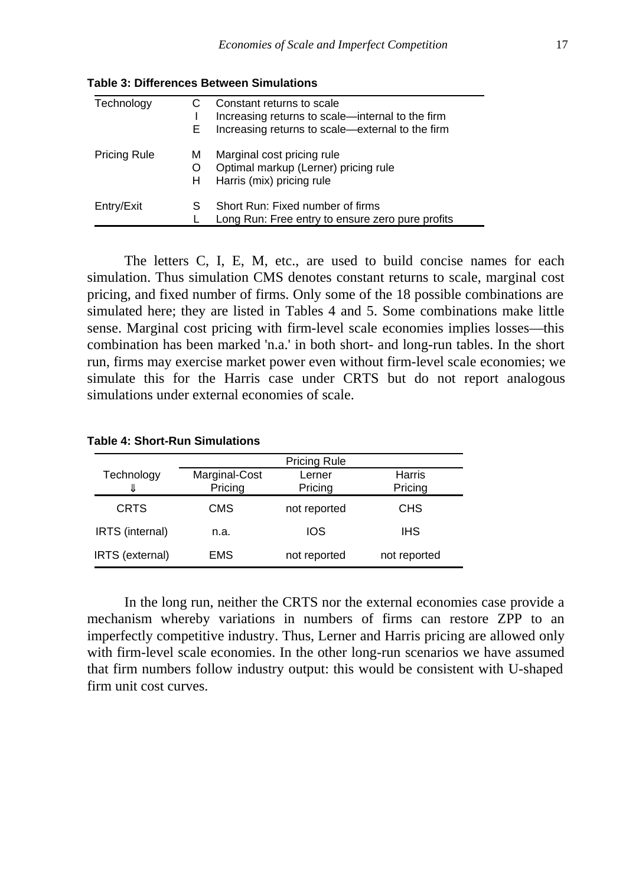**Table 3: Differences Between Simulations**

| | | |
|---|---|---|
| Technology | C | Constant returns to scale |
| | I | Increasing returns to scale—internal to the firm |
| | E | Increasing returns to scale—external to the firm |
| Pricing Rule | M | Marginal cost pricing rule |
| | O | Optimal markup (Lerner) pricing rule |
| | H | Harris (mix) pricing rule |
| Entry/Exit | S | Short Run: Fixed number of firms |
| | L | Long Run: Free entry to ensure zero pure profits |

The letters C, I, E, M, etc., are used to build concise names for each simulation. Thus simulation CMS denotes constant returns to scale, marginal cost pricing, and fixed number of firms. Only some of the 18 possible combinations are simulated here; they are listed in Tables 4 and 5. Some combinations make little sense. Marginal cost pricing with firm-level scale economies implies losses—this combination has been marked 'n.a.' in both short- and long-run tables. In the short run, firms may exercise market power even without firm-level scale economies; we simulate this for the Harris case under CRTS but do not report analogous simulations under external economies of scale.

**Table 4: Short-Run Simulations**

| | Pricing Rule | | |
|---|---|---|---|
| Technology ⇓ | Marginal-Cost Pricing | Lerner Pricing | Harris Pricing |
| CRTS | CMS | not reported | CHS |
| IRTS (internal) | n.a. | IOS | IHS |
| IRTS (external) | EMS | not reported | not reported |

In the long run, neither the CRTS nor the external economies case provide a mechanism whereby variations in numbers of firms can restore ZPP to an imperfectly competitive industry. Thus, Lerner and Harris pricing are allowed only with firm-level scale economies. In the other long-run scenarios we have assumed that firm numbers follow industry output: this would be consistent with U-shaped firm unit cost curves.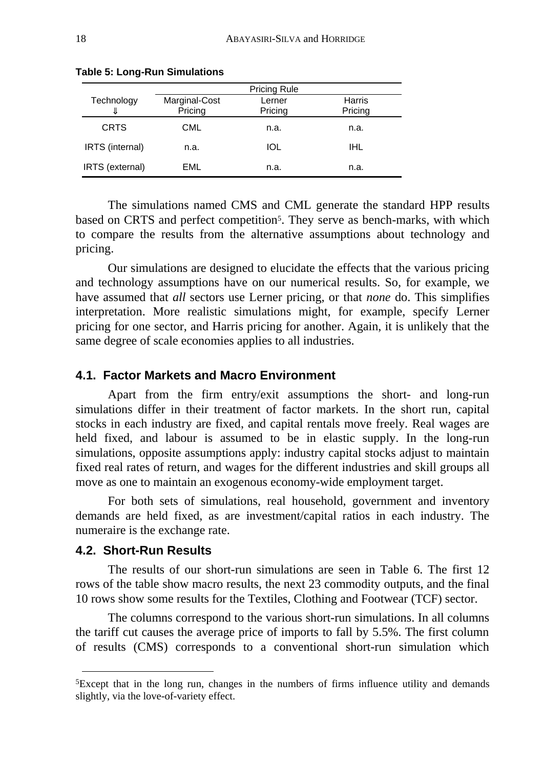**Table 5: Long-Run Simulations**

| Technology ⇓ | Pricing Rule: Marginal-Cost Pricing | Lerner Pricing | Harris Pricing |
|---|---|---|---|
| CRTS | CML | n.a. | n.a. |
| IRTS (internal) | n.a. | IOL | IHL |
| IRTS (external) | EML | n.a. | n.a. |

The simulations named CMS and CML generate the standard HPP results based on CRTS and perfect competition[5]. They serve as bench-marks, with which to compare the results from the alternative assumptions about technology and pricing.

Our simulations are designed to elucidate the effects that the various pricing and technology assumptions have on our numerical results. So, for example, we have assumed that *all* sectors use Lerner pricing, or that *none* do. This simplifies interpretation. More realistic simulations might, for example, specify Lerner pricing for one sector, and Harris pricing for another. Again, it is unlikely that the same degree of scale economies applies to all industries.

### 4.1. Factor Markets and Macro Environment

Apart from the firm entry/exit assumptions the short- and long-run simulations differ in their treatment of factor markets. In the short run, capital stocks in each industry are fixed, and capital rentals move freely. Real wages are held fixed, and labour is assumed to be in elastic supply. In the long-run simulations, opposite assumptions apply: industry capital stocks adjust to maintain fixed real rates of return, and wages for the different industries and skill groups all move as one to maintain an exogenous economy-wide employment target.

For both sets of simulations, real household, government and inventory demands are held fixed, as are investment/capital ratios in each industry. The numeraire is the exchange rate.

### 4.2. Short-Run Results

The results of our short-run simulations are seen in Table 6. The first 12 rows of the table show macro results, the next 23 commodity outputs, and the final 10 rows show some results for the Textiles, Clothing and Footwear (TCF) sector.

The columns correspond to the various short-run simulations. In all columns the tariff cut causes the average price of imports to fall by 5.5%. The first column of results (CMS) corresponds to a conventional short-run simulation which

[5]Except that in the long run, changes in the numbers of firms influence utility and demands slightly, via the love-of-variety effect.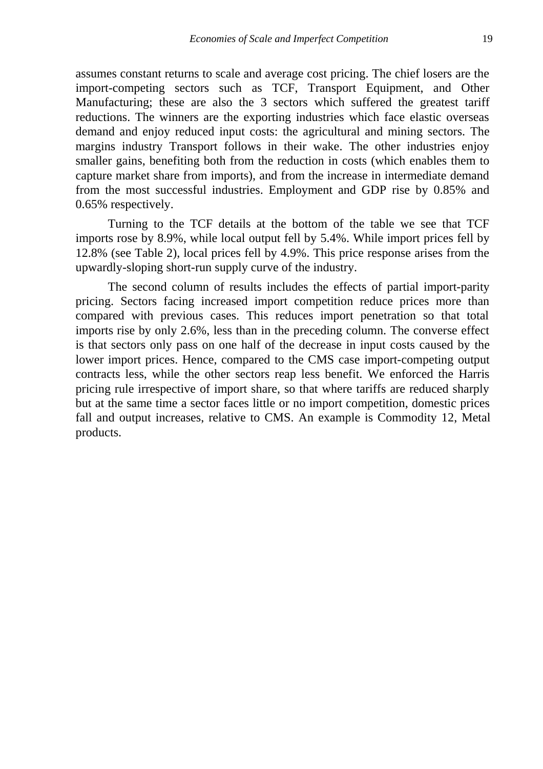assumes constant returns to scale and average cost pricing. The chief losers are the import-competing sectors such as TCF, Transport Equipment, and Other Manufacturing; these are also the 3 sectors which suffered the greatest tariff reductions. The winners are the exporting industries which face elastic overseas demand and enjoy reduced input costs: the agricultural and mining sectors. The margins industry Transport follows in their wake. The other industries enjoy smaller gains, benefiting both from the reduction in costs (which enables them to capture market share from imports), and from the increase in intermediate demand from the most successful industries. Employment and GDP rise by 0.85% and 0.65% respectively.

Turning to the TCF details at the bottom of the table we see that TCF imports rose by 8.9%, while local output fell by 5.4%. While import prices fell by 12.8% (see Table 2), local prices fell by 4.9%. This price response arises from the upwardly-sloping short-run supply curve of the industry.

The second column of results includes the effects of partial import-parity pricing. Sectors facing increased import competition reduce prices more than compared with previous cases. This reduces import penetration so that total imports rise by only 2.6%, less than in the preceding column. The converse effect is that sectors only pass on one half of the decrease in input costs caused by the lower import prices. Hence, compared to the CMS case import-competing output contracts less, while the other sectors reap less benefit. We enforced the Harris pricing rule irrespective of import share, so that where tariffs are reduced sharply but at the same time a sector faces little or no import competition, domestic prices fall and output increases, relative to CMS. An example is Commodity 12, Metal products.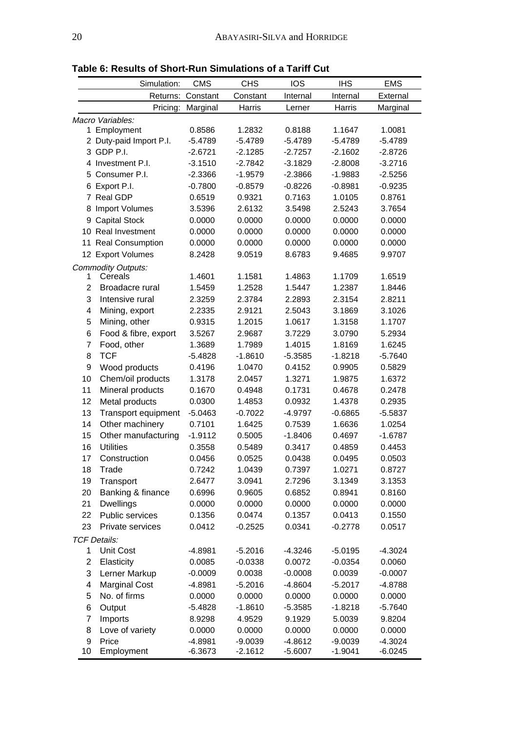**Table 6: Results of Short-Run Simulations of a Tariff Cut**

| | Simulation: | CMS | CHS | IOS | IHS | EMS |
|---|---|---|---|---|---|---|
| | Returns: | Constant | Constant | Internal | Internal | External |
| | Pricing: | Marginal | Harris | Lerner | Harris | Marginal |
| *Macro Variables:* | | | | | | |
| 1 | Employment | 0.8586 | 1.2832 | 0.8188 | 1.1647 | 1.0081 |
| 2 | Duty-paid Import P.I. | -5.4789 | -5.4789 | -5.4789 | -5.4789 | -5.4789 |
| 3 | GDP P.I. | -2.6721 | -2.1285 | -2.7257 | -2.1602 | -2.8726 |
| 4 | Investment P.I. | -3.1510 | -2.7842 | -3.1829 | -2.8008 | -3.2716 |
| 5 | Consumer P.I. | -2.3366 | -1.9579 | -2.3866 | -1.9883 | -2.5256 |
| 6 | Export P.I. | -0.7800 | -0.8579 | -0.8226 | -0.8981 | -0.9235 |
| 7 | Real GDP | 0.6519 | 0.9321 | 0.7163 | 1.0105 | 0.8761 |
| 8 | Import Volumes | 3.5396 | 2.6132 | 3.5498 | 2.5243 | 3.7654 |
| 9 | Capital Stock | 0.0000 | 0.0000 | 0.0000 | 0.0000 | 0.0000 |
| 10 | Real Investment | 0.0000 | 0.0000 | 0.0000 | 0.0000 | 0.0000 |
| 11 | Real Consumption | 0.0000 | 0.0000 | 0.0000 | 0.0000 | 0.0000 |
| 12 | Export Volumes | 8.2428 | 9.0519 | 8.6783 | 9.4685 | 9.9707 |
| *Commodity Outputs:* | | | | | | |
| 1 | Cereals | 1.4601 | 1.1581 | 1.4863 | 1.1709 | 1.6519 |
| 2 | Broadacre rural | 1.5459 | 1.2528 | 1.5447 | 1.2387 | 1.8446 |
| 3 | Intensive rural | 2.3259 | 2.3784 | 2.2893 | 2.3154 | 2.8211 |
| 4 | Mining, export | 2.2335 | 2.9121 | 2.5043 | 3.1869 | 3.1026 |
| 5 | Mining, other | 0.9315 | 1.2015 | 1.0617 | 1.3158 | 1.1707 |
| 6 | Food & fibre, export | 3.5267 | 2.9687 | 3.7229 | 3.0790 | 5.2934 |
| 7 | Food, other | 1.3689 | 1.7989 | 1.4015 | 1.8169 | 1.6245 |
| 8 | TCF | -5.4828 | -1.8610 | -5.3585 | -1.8218 | -5.7640 |
| 9 | Wood products | 0.4196 | 1.0470 | 0.4152 | 0.9905 | 0.5829 |
| 10 | Chem/oil products | 1.3178 | 2.0457 | 1.3271 | 1.9875 | 1.6372 |
| 11 | Mineral products | 0.1670 | 0.4948 | 0.1731 | 0.4678 | 0.2478 |
| 12 | Metal products | 0.0300 | 1.4853 | 0.0932 | 1.4378 | 0.2935 |
| 13 | Transport equipment | -5.0463 | -0.7022 | -4.9797 | -0.6865 | -5.5837 |
| 14 | Other machinery | 0.7101 | 1.6425 | 0.7539 | 1.6636 | 1.0254 |
| 15 | Other manufacturing | -1.9112 | 0.5005 | -1.8406 | 0.4697 | -1.6787 |
| 16 | Utilities | 0.3558 | 0.5489 | 0.3417 | 0.4859 | 0.4453 |
| 17 | Construction | 0.0456 | 0.0525 | 0.0438 | 0.0495 | 0.0503 |
| 18 | Trade | 0.7242 | 1.0439 | 0.7397 | 1.0271 | 0.8727 |
| 19 | Transport | 2.6477 | 3.0941 | 2.7296 | 3.1349 | 3.1353 |
| 20 | Banking & finance | 0.6996 | 0.9605 | 0.6852 | 0.8941 | 0.8160 |
| 21 | Dwellings | 0.0000 | 0.0000 | 0.0000 | 0.0000 | 0.0000 |
| 22 | Public services | 0.1356 | 0.0474 | 0.1357 | 0.0413 | 0.1550 |
| 23 | Private services | 0.0412 | -0.2525 | 0.0341 | -0.2778 | 0.0517 |
| *TCF Details:* | | | | | | |
| 1 | Unit Cost | -4.8981 | -5.2016 | -4.3246 | -5.0195 | -4.3024 |
| 2 | Elasticity | 0.0085 | -0.0338 | 0.0072 | -0.0354 | 0.0060 |
| 3 | Lerner Markup | -0.0009 | 0.0038 | -0.0008 | 0.0039 | -0.0007 |
| 4 | Marginal Cost | -4.8981 | -5.2016 | -4.8604 | -5.2017 | -4.8788 |
| 5 | No. of firms | 0.0000 | 0.0000 | 0.0000 | 0.0000 | 0.0000 |
| 6 | Output | -5.4828 | -1.8610 | -5.3585 | -1.8218 | -5.7640 |
| 7 | Imports | 8.9298 | 4.9529 | 9.1929 | 5.0039 | 9.8204 |
| 8 | Love of variety | 0.0000 | 0.0000 | 0.0000 | 0.0000 | 0.0000 |
| 9 | Price | -4.8981 | -9.0039 | -4.8612 | -9.0039 | -4.3024 |
| 10 | Employment | -6.3673 | -2.1612 | -5.6007 | -1.9041 | -6.0245 |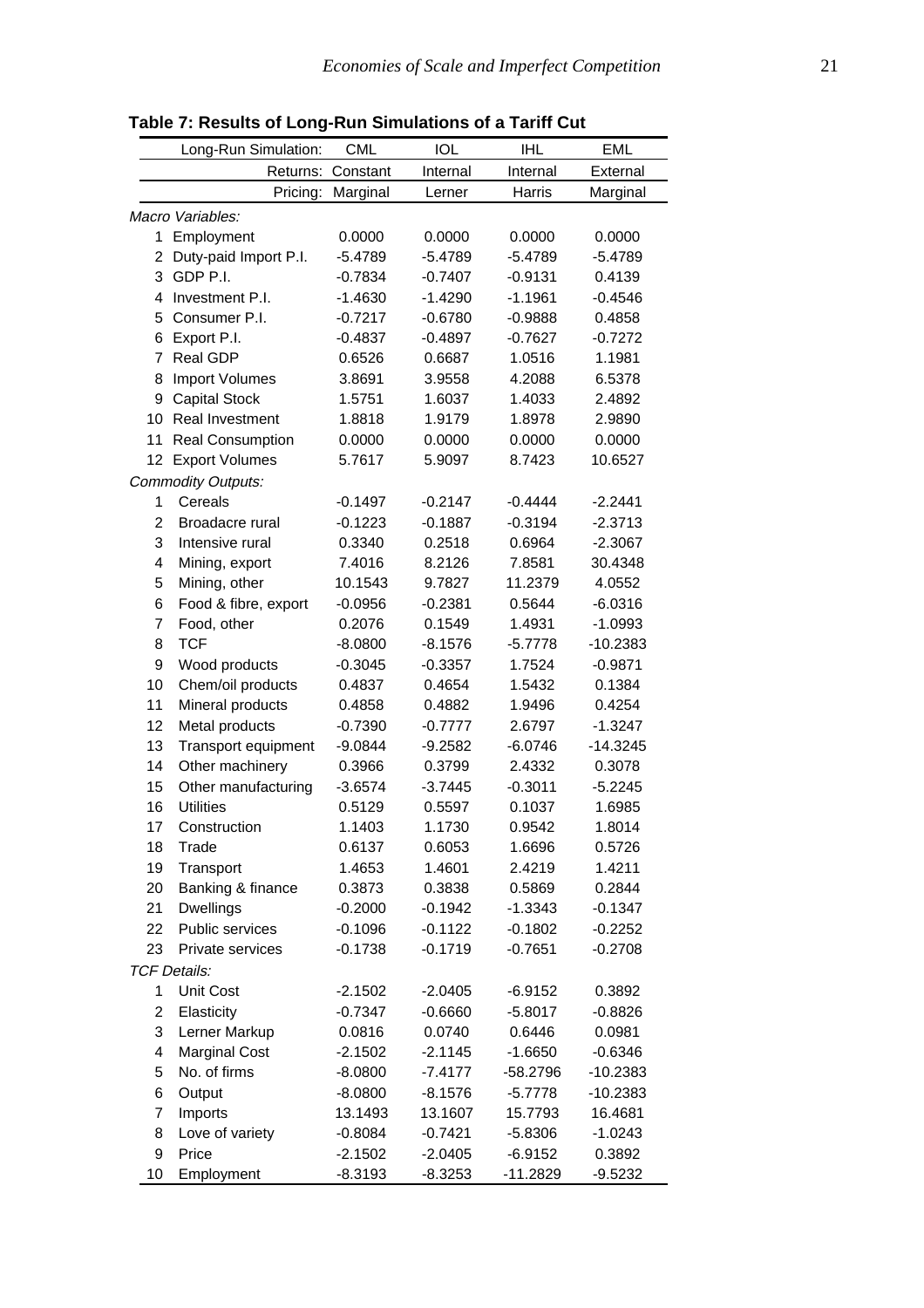**Table 7: Results of Long-Run Simulations of a Tariff Cut**

| | Long-Run Simulation: | CML | IOL | IHL | EML |
|---|---|---|---|---|---|
| | Returns: | Constant | Internal | Internal | External |
| | Pricing: | Marginal | Lerner | Harris | Marginal |
| *Macro Variables:* | | | | | |
| 1 | Employment | 0.0000 | 0.0000 | 0.0000 | 0.0000 |
| 2 | Duty-paid Import P.I. | -5.4789 | -5.4789 | -5.4789 | -5.4789 |
| 3 | GDP P.I. | -0.7834 | -0.7407 | -0.9131 | 0.4139 |
| 4 | Investment P.I. | -1.4630 | -1.4290 | -1.1961 | -0.4546 |
| 5 | Consumer P.I. | -0.7217 | -0.6780 | -0.9888 | 0.4858 |
| 6 | Export P.I. | -0.4837 | -0.4897 | -0.7627 | -0.7272 |
| 7 | Real GDP | 0.6526 | 0.6687 | 1.0516 | 1.1981 |
| 8 | Import Volumes | 3.8691 | 3.9558 | 4.2088 | 6.5378 |
| 9 | Capital Stock | 1.5751 | 1.6037 | 1.4033 | 2.4892 |
| 10 | Real Investment | 1.8818 | 1.9179 | 1.8978 | 2.9890 |
| 11 | Real Consumption | 0.0000 | 0.0000 | 0.0000 | 0.0000 |
| 12 | Export Volumes | 5.7617 | 5.9097 | 8.7423 | 10.6527 |
| *Commodity Outputs:* | | | | | |
| 1 | Cereals | -0.1497 | -0.2147 | -0.4444 | -2.2441 |
| 2 | Broadacre rural | -0.1223 | -0.1887 | -0.3194 | -2.3713 |
| 3 | Intensive rural | 0.3340 | 0.2518 | 0.6964 | -2.3067 |
| 4 | Mining, export | 7.4016 | 8.2126 | 7.8581 | 30.4348 |
| 5 | Mining, other | 10.1543 | 9.7827 | 11.2379 | 4.0552 |
| 6 | Food & fibre, export | -0.0956 | -0.2381 | 0.5644 | -6.0316 |
| 7 | Food, other | 0.2076 | 0.1549 | 1.4931 | -1.0993 |
| 8 | TCF | -8.0800 | -8.1576 | -5.7778 | -10.2383 |
| 9 | Wood products | -0.3045 | -0.3357 | 1.7524 | -0.9871 |
| 10 | Chem/oil products | 0.4837 | 0.4654 | 1.5432 | 0.1384 |
| 11 | Mineral products | 0.4858 | 0.4882 | 1.9496 | 0.4254 |
| 12 | Metal products | -0.7390 | -0.7777 | 2.6797 | -1.3247 |
| 13 | Transport equipment | -9.0844 | -9.2582 | -6.0746 | -14.3245 |
| 14 | Other machinery | 0.3966 | 0.3799 | 2.4332 | 0.3078 |
| 15 | Other manufacturing | -3.6574 | -3.7445 | -0.3011 | -5.2245 |
| 16 | Utilities | 0.5129 | 0.5597 | 0.1037 | 1.6985 |
| 17 | Construction | 1.1403 | 1.1730 | 0.9542 | 1.8014 |
| 18 | Trade | 0.6137 | 0.6053 | 1.6696 | 0.5726 |
| 19 | Transport | 1.4653 | 1.4601 | 2.4219 | 1.4211 |
| 20 | Banking & finance | 0.3873 | 0.3838 | 0.5869 | 0.2844 |
| 21 | Dwellings | -0.2000 | -0.1942 | -1.3343 | -0.1347 |
| 22 | Public services | -0.1096 | -0.1122 | -0.1802 | -0.2252 |
| 23 | Private services | -0.1738 | -0.1719 | -0.7651 | -0.2708 |
| *TCF Details:* | | | | | |
| 1 | Unit Cost | -2.1502 | -2.0405 | -6.9152 | 0.3892 |
| 2 | Elasticity | -0.7347 | -0.6660 | -5.8017 | -0.8826 |
| 3 | Lerner Markup | 0.0816 | 0.0740 | 0.6446 | 0.0981 |
| 4 | Marginal Cost | -2.1502 | -2.1145 | -1.6650 | -0.6346 |
| 5 | No. of firms | -8.0800 | -7.4177 | -58.2796 | -10.2383 |
| 6 | Output | -8.0800 | -8.1576 | -5.7778 | -10.2383 |
| 7 | Imports | 13.1493 | 13.1607 | 15.7793 | 16.4681 |
| 8 | Love of variety | -0.8084 | -0.7421 | -5.8306 | -1.0243 |
| 9 | Price | -2.1502 | -2.0405 | -6.9152 | 0.3892 |
| 10 | Employment | -8.3193 | -8.3253 | -11.2829 | -9.5232 |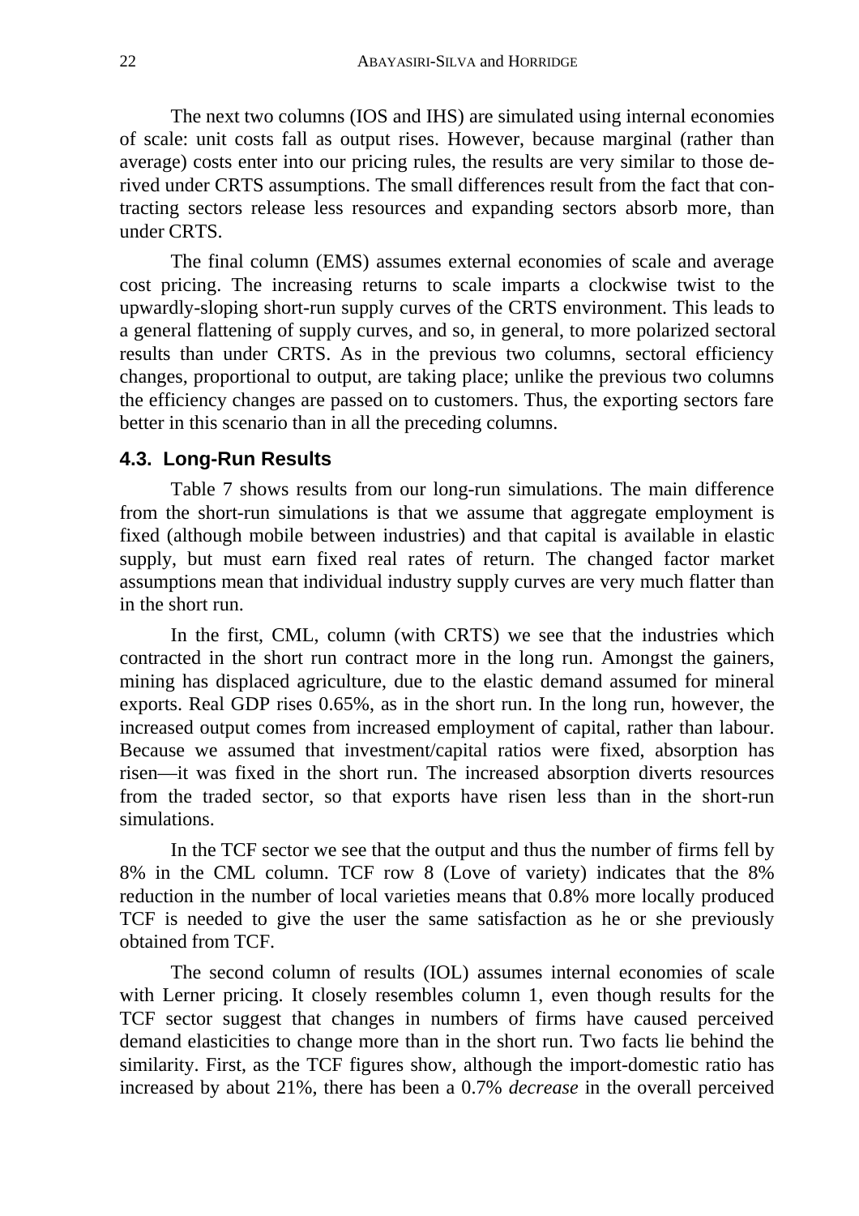The next two columns (IOS and IHS) are simulated using internal economies of scale: unit costs fall as output rises. However, because marginal (rather than average) costs enter into our pricing rules, the results are very similar to those derived under CRTS assumptions. The small differences result from the fact that contracting sectors release less resources and expanding sectors absorb more, than under CRTS.

The final column (EMS) assumes external economies of scale and average cost pricing. The increasing returns to scale imparts a clockwise twist to the upwardly-sloping short-run supply curves of the CRTS environment. This leads to a general flattening of supply curves, and so, in general, to more polarized sectoral results than under CRTS. As in the previous two columns, sectoral efficiency changes, proportional to output, are taking place; unlike the previous two columns the efficiency changes are passed on to customers. Thus, the exporting sectors fare better in this scenario than in all the preceding columns.

### 4.3. Long-Run Results

Table 7 shows results from our long-run simulations. The main difference from the short-run simulations is that we assume that aggregate employment is fixed (although mobile between industries) and that capital is available in elastic supply, but must earn fixed real rates of return. The changed factor market assumptions mean that individual industry supply curves are very much flatter than in the short run.

In the first, CML, column (with CRTS) we see that the industries which contracted in the short run contract more in the long run. Amongst the gainers, mining has displaced agriculture, due to the elastic demand assumed for mineral exports. Real GDP rises 0.65%, as in the short run. In the long run, however, the increased output comes from increased employment of capital, rather than labour. Because we assumed that investment/capital ratios were fixed, absorption has risen—it was fixed in the short run. The increased absorption diverts resources from the traded sector, so that exports have risen less than in the short-run simulations.

In the TCF sector we see that the output and thus the number of firms fell by 8% in the CML column. TCF row 8 (Love of variety) indicates that the 8% reduction in the number of local varieties means that 0.8% more locally produced TCF is needed to give the user the same satisfaction as he or she previously obtained from TCF.

The second column of results (IOL) assumes internal economies of scale with Lerner pricing. It closely resembles column 1, even though results for the TCF sector suggest that changes in numbers of firms have caused perceived demand elasticities to change more than in the short run. Two facts lie behind the similarity. First, as the TCF figures show, although the import-domestic ratio has increased by about 21%, there has been a 0.7% *decrease* in the overall perceived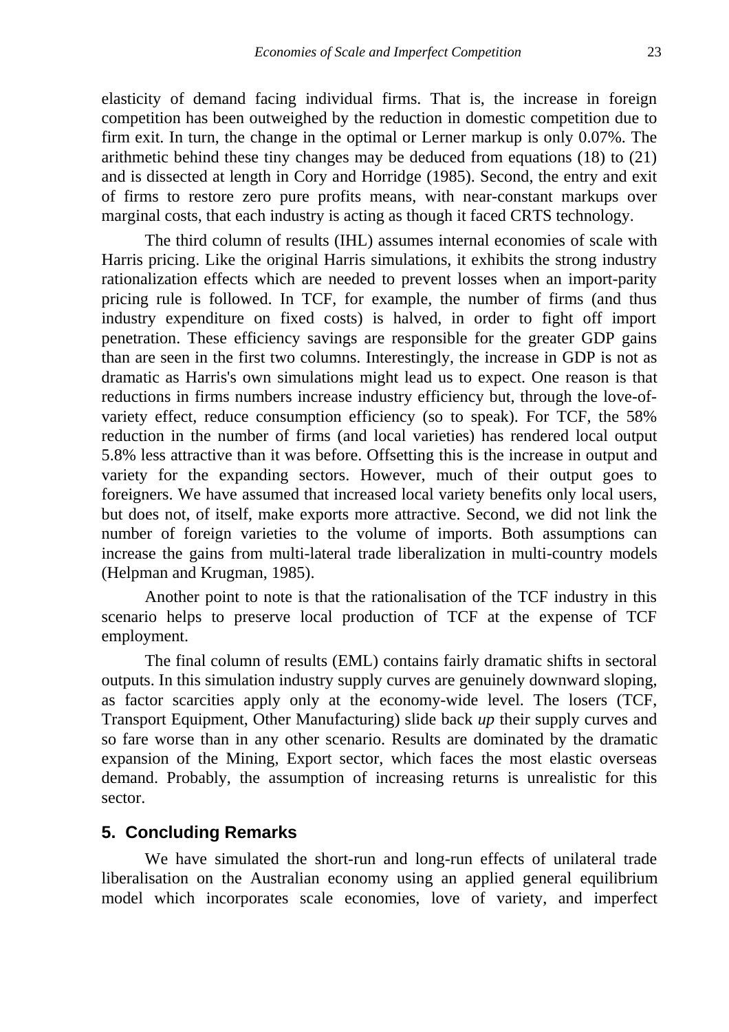elasticity of demand facing individual firms. That is, the increase in foreign competition has been outweighed by the reduction in domestic competition due to firm exit. In turn, the change in the optimal or Lerner markup is only 0.07%. The arithmetic behind these tiny changes may be deduced from equations (18) to (21) and is dissected at length in Cory and Horridge (1985). Second, the entry and exit of firms to restore zero pure profits means, with near-constant markups over marginal costs, that each industry is acting as though it faced CRTS technology.

The third column of results (IHL) assumes internal economies of scale with Harris pricing. Like the original Harris simulations, it exhibits the strong industry rationalization effects which are needed to prevent losses when an import-parity pricing rule is followed. In TCF, for example, the number of firms (and thus industry expenditure on fixed costs) is halved, in order to fight off import penetration. These efficiency savings are responsible for the greater GDP gains than are seen in the first two columns. Interestingly, the increase in GDP is not as dramatic as Harris's own simulations might lead us to expect. One reason is that reductions in firms numbers increase industry efficiency but, through the love-of-variety effect, reduce consumption efficiency (so to speak). For TCF, the 58% reduction in the number of firms (and local varieties) has rendered local output 5.8% less attractive than it was before. Offsetting this is the increase in output and variety for the expanding sectors. However, much of their output goes to foreigners. We have assumed that increased local variety benefits only local users, but does not, of itself, make exports more attractive. Second, we did not link the number of foreign varieties to the volume of imports. Both assumptions can increase the gains from multi-lateral trade liberalization in multi-country models (Helpman and Krugman, 1985).

Another point to note is that the rationalisation of the TCF industry in this scenario helps to preserve local production of TCF at the expense of TCF employment.

The final column of results (EML) contains fairly dramatic shifts in sectoral outputs. In this simulation industry supply curves are genuinely downward sloping, as factor scarcities apply only at the economy-wide level. The losers (TCF, Transport Equipment, Other Manufacturing) slide back *up* their supply curves and so fare worse than in any other scenario. Results are dominated by the dramatic expansion of the Mining, Export sector, which faces the most elastic overseas demand. Probably, the assumption of increasing returns is unrealistic for this sector.

## 5. Concluding Remarks

We have simulated the short-run and long-run effects of unilateral trade liberalisation on the Australian economy using an applied general equilibrium model which incorporates scale economies, love of variety, and imperfect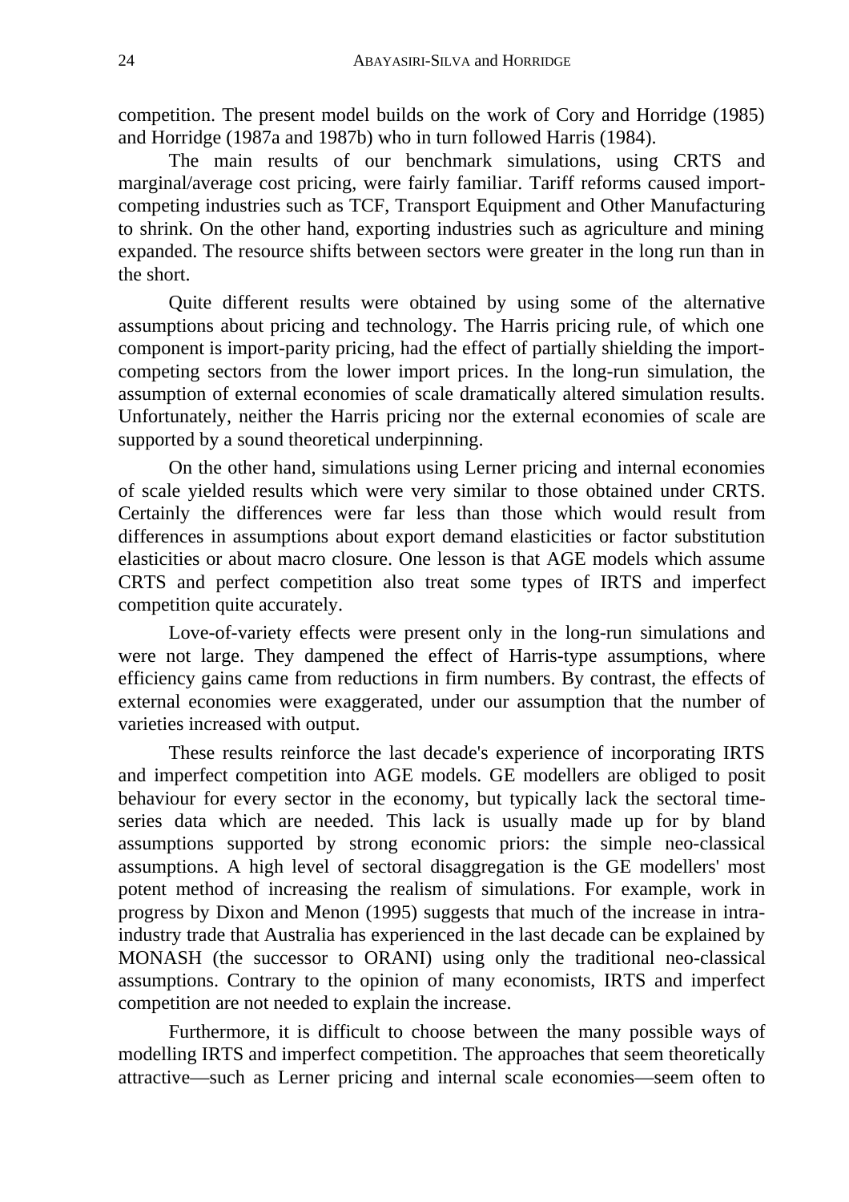competition. The present model builds on the work of Cory and Horridge (1985) and Horridge (1987a and 1987b) who in turn followed Harris (1984).

The main results of our benchmark simulations, using CRTS and marginal/average cost pricing, were fairly familiar. Tariff reforms caused import-competing industries such as TCF, Transport Equipment and Other Manufacturing to shrink. On the other hand, exporting industries such as agriculture and mining expanded. The resource shifts between sectors were greater in the long run than in the short.

Quite different results were obtained by using some of the alternative assumptions about pricing and technology. The Harris pricing rule, of which one component is import-parity pricing, had the effect of partially shielding the import-competing sectors from the lower import prices. In the long-run simulation, the assumption of external economies of scale dramatically altered simulation results. Unfortunately, neither the Harris pricing nor the external economies of scale are supported by a sound theoretical underpinning.

On the other hand, simulations using Lerner pricing and internal economies of scale yielded results which were very similar to those obtained under CRTS. Certainly the differences were far less than those which would result from differences in assumptions about export demand elasticities or factor substitution elasticities or about macro closure. One lesson is that AGE models which assume CRTS and perfect competition also treat some types of IRTS and imperfect competition quite accurately.

Love-of-variety effects were present only in the long-run simulations and were not large. They dampened the effect of Harris-type assumptions, where efficiency gains came from reductions in firm numbers. By contrast, the effects of external economies were exaggerated, under our assumption that the number of varieties increased with output.

These results reinforce the last decade's experience of incorporating IRTS and imperfect competition into AGE models. GE modellers are obliged to posit behaviour for every sector in the economy, but typically lack the sectoral time-series data which are needed. This lack is usually made up for by bland assumptions supported by strong economic priors: the simple neo-classical assumptions. A high level of sectoral disaggregation is the GE modellers' most potent method of increasing the realism of simulations. For example, work in progress by Dixon and Menon (1995) suggests that much of the increase in intra-industry trade that Australia has experienced in the last decade can be explained by MONASH (the successor to ORANI) using only the traditional neo-classical assumptions. Contrary to the opinion of many economists, IRTS and imperfect competition are not needed to explain the increase.

Furthermore, it is difficult to choose between the many possible ways of modelling IRTS and imperfect competition. The approaches that seem theoretically attractive—such as Lerner pricing and internal scale economies—seem often to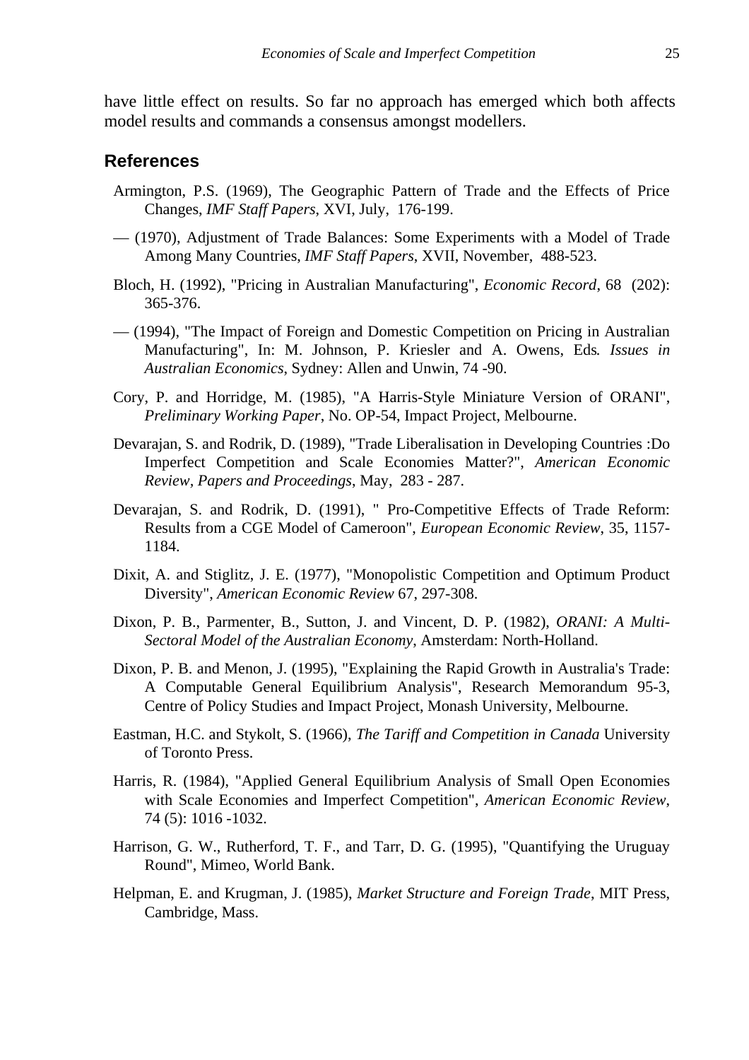have little effect on results. So far no approach has emerged which both affects model results and commands a consensus amongst modellers.

## References

Armington, P.S. (1969), The Geographic Pattern of Trade and the Effects of Price Changes, *IMF Staff Papers*, XVI, July, 176-199.

— (1970), Adjustment of Trade Balances: Some Experiments with a Model of Trade Among Many Countries, *IMF Staff Papers*, XVII, November, 488-523.

Bloch, H. (1992), "Pricing in Australian Manufacturing", *Economic Record*, 68 (202): 365-376.

— (1994), "The Impact of Foreign and Domestic Competition on Pricing in Australian Manufacturing", In: M. Johnson, P. Kriesler and A. Owens, Eds. *Issues in Australian Economics*, Sydney: Allen and Unwin, 74 -90.

Cory, P. and Horridge, M. (1985), "A Harris-Style Miniature Version of ORANI", *Preliminary Working Paper*, No. OP-54, Impact Project, Melbourne.

Devarajan, S. and Rodrik, D. (1989), "Trade Liberalisation in Developing Countries :Do Imperfect Competition and Scale Economies Matter?", *American Economic Review, Papers and Proceedings*, May, 283 - 287.

Devarajan, S. and Rodrik, D. (1991), " Pro-Competitive Effects of Trade Reform: Results from a CGE Model of Cameroon", *European Economic Review*, 35, 1157-1184.

Dixit, A. and Stiglitz, J. E. (1977), "Monopolistic Competition and Optimum Product Diversity", *American Economic Review* 67, 297-308.

Dixon, P. B., Parmenter, B., Sutton, J. and Vincent, D. P. (1982), *ORANI: A Multi-Sectoral Model of the Australian Economy*, Amsterdam: North-Holland.

Dixon, P. B. and Menon, J. (1995), "Explaining the Rapid Growth in Australia's Trade: A Computable General Equilibrium Analysis", Research Memorandum 95-3, Centre of Policy Studies and Impact Project, Monash University, Melbourne.

Eastman, H.C. and Stykolt, S. (1966), *The Tariff and Competition in Canada* University of Toronto Press.

Harris, R. (1984), "Applied General Equilibrium Analysis of Small Open Economies with Scale Economies and Imperfect Competition", *American Economic Review*, 74 (5): 1016 -1032.

Harrison, G. W., Rutherford, T. F., and Tarr, D. G. (1995), "Quantifying the Uruguay Round", Mimeo, World Bank.

Helpman, E. and Krugman, J. (1985), *Market Structure and Foreign Trade*, MIT Press, Cambridge, Mass.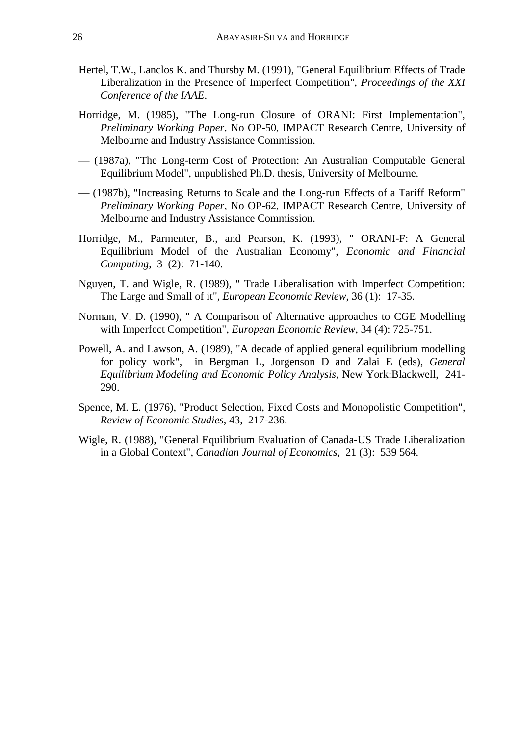Hertel, T.W., Lanclos K. and Thursby M. (1991), "General Equilibrium Effects of Trade Liberalization in the Presence of Imperfect Competition", *Proceedings of the XXI Conference of the IAAE*.

Horridge, M. (1985), "The Long-run Closure of ORANI: First Implementation", *Preliminary Working Paper*, No OP-50, IMPACT Research Centre, University of Melbourne and Industry Assistance Commission.

— (1987a), "The Long-term Cost of Protection: An Australian Computable General Equilibrium Model", unpublished Ph.D. thesis, University of Melbourne.

— (1987b), "Increasing Returns to Scale and the Long-run Effects of a Tariff Reform" *Preliminary Working Paper*, No OP-62, IMPACT Research Centre, University of Melbourne and Industry Assistance Commission.

Horridge, M., Parmenter, B., and Pearson, K. (1993), " ORANI-F: A General Equilibrium Model of the Australian Economy", *Economic and Financial Computing*, 3 (2): 71-140.

Nguyen, T. and Wigle, R. (1989), " Trade Liberalisation with Imperfect Competition: The Large and Small of it", *European Economic Review*, 36 (1): 17-35.

Norman, V. D. (1990), " A Comparison of Alternative approaches to CGE Modelling with Imperfect Competition", *European Economic Review*, 34 (4): 725-751.

Powell, A. and Lawson, A. (1989), "A decade of applied general equilibrium modelling for policy work", in Bergman L, Jorgenson D and Zalai E (eds), *General Equilibrium Modeling and Economic Policy Analysis*, New York:Blackwell, 241-290.

Spence, M. E. (1976), "Product Selection, Fixed Costs and Monopolistic Competition", *Review of Economic Studies*, 43, 217-236.

Wigle, R. (1988), "General Equilibrium Evaluation of Canada-US Trade Liberalization in a Global Context", *Canadian Journal of Economics*, 21 (3): 539 564.